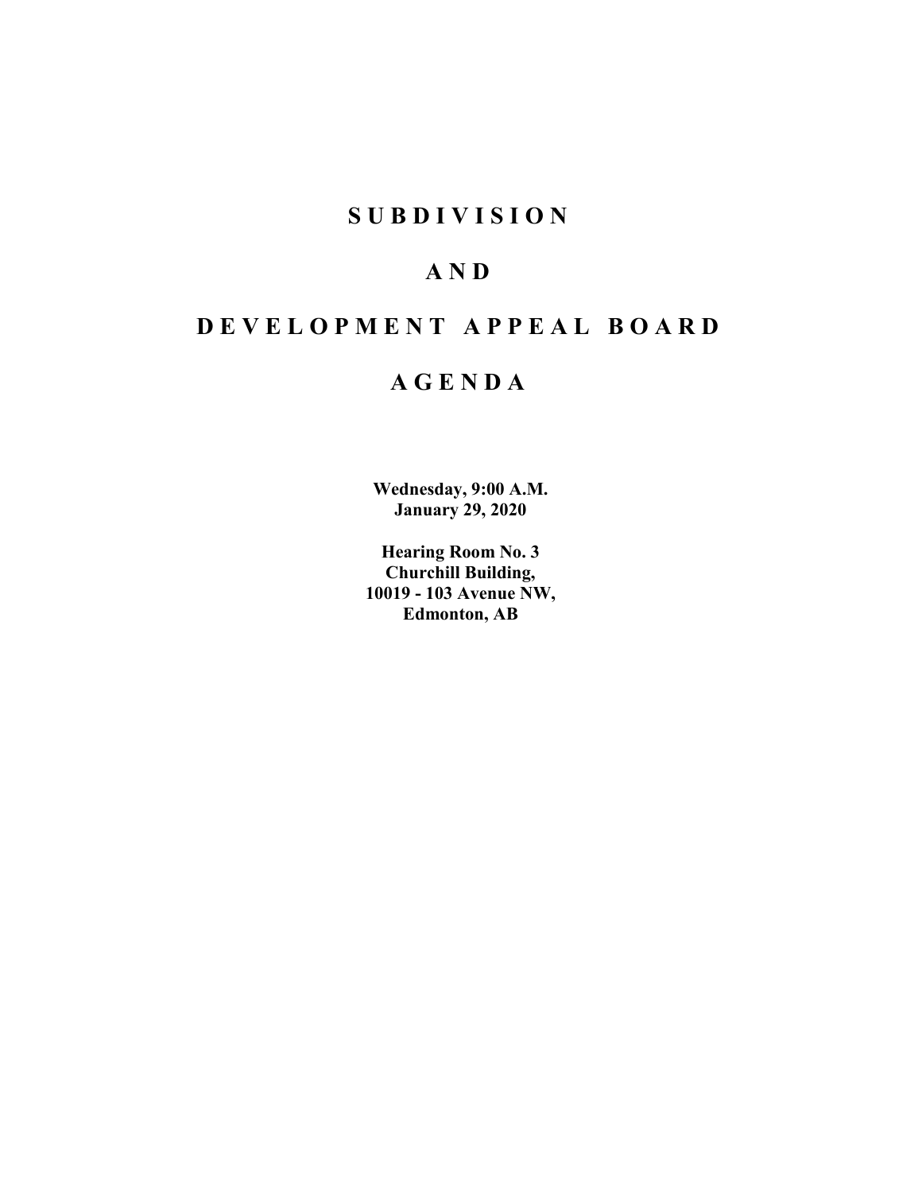# S U B D I V I S I O N

# A N D

# D E V E L O P M E N T A P P E A L B O A R D

# A G E N D A

**Wednesday, 9:00 A.M.**
**January 29, 2020**

**Hearing Room No. 3**
**Churchill Building,**
**10019 - 103 Avenue NW,**
**Edmonton, AB**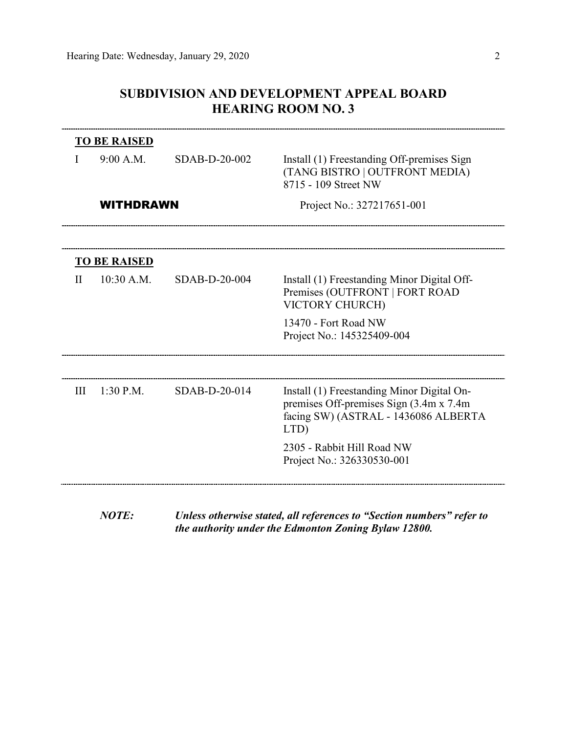# SUBDIVISION AND DEVELOPMENT APPEAL BOARD
# HEARING ROOM NO. 3

---

**TO BE RAISED**

| | | | |
|---|---|---|---|
| I | 9:00 A.M. | SDAB-D-20-002 | Install (1) Freestanding Off-premises Sign (TANG BISTRO \| OUTFRONT MEDIA)<br>8715 - 109 Street NW |
| | **WITHDRAWN** | | Project No.: 327217651-001 |

---

**TO BE RAISED**

| | | | |
|---|---|---|---|
| II | 10:30 A.M. | SDAB-D-20-004 | Install (1) Freestanding Minor Digital Off-Premises (OUTFRONT \| FORT ROAD VICTORY CHURCH)<br><br>13470 - Fort Road NW<br>Project No.: 145325409-004 |

---

| | | | |
|---|---|---|---|
| III | 1:30 P.M. | SDAB-D-20-014 | Install (1) Freestanding Minor Digital On-premises Off-premises Sign (3.4m x 7.4m facing SW) (ASTRAL - 1436086 ALBERTA LTD)<br><br>2305 - Rabbit Hill Road NW<br>Project No.: 326330530-001 |

---

***NOTE:*** ***Unless otherwise stated, all references to "Section numbers" refer to the authority under the Edmonton Zoning Bylaw 12800.***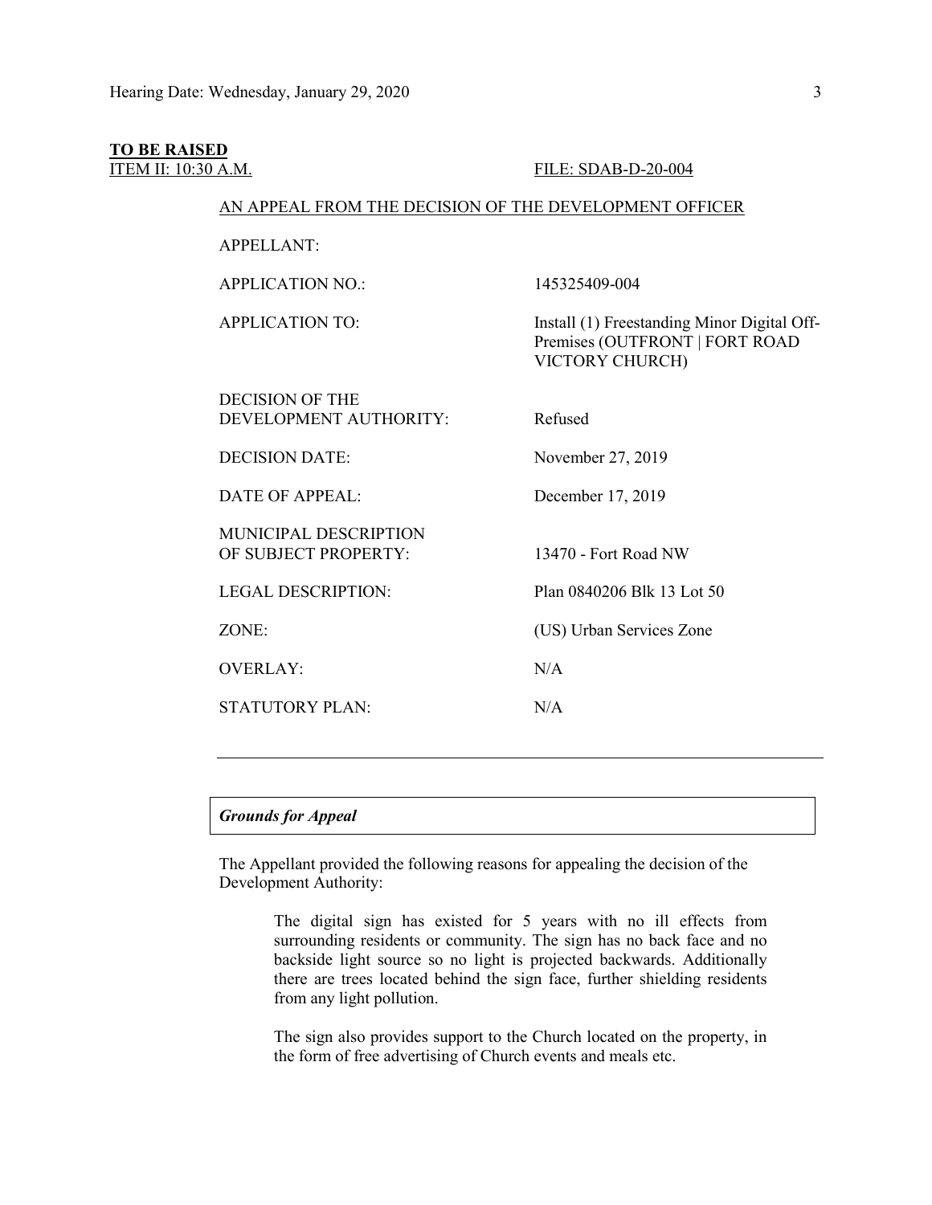**TO BE RAISED**

<u>ITEM II: 10:30 A.M.</u> <u>FILE: SDAB-D-20-004</u>

<u>AN APPEAL FROM THE DECISION OF THE DEVELOPMENT OFFICER</u>

| | |
|---|---|
| APPELLANT: | |
| APPLICATION NO.: | 145325409-004 |
| APPLICATION TO: | Install (1) Freestanding Minor Digital Off-Premises (OUTFRONT \| FORT ROAD VICTORY CHURCH) |
| DECISION OF THE DEVELOPMENT AUTHORITY: | Refused |
| DECISION DATE: | November 27, 2019 |
| DATE OF APPEAL: | December 17, 2019 |
| MUNICIPAL DESCRIPTION OF SUBJECT PROPERTY: | 13470 - Fort Road NW |
| LEGAL DESCRIPTION: | Plan 0840206 Blk 13 Lot 50 |
| ZONE: | (US) Urban Services Zone |
| OVERLAY: | N/A |
| STATUTORY PLAN: | N/A |

---

***Grounds for Appeal***

The Appellant provided the following reasons for appealing the decision of the Development Authority:

> The digital sign has existed for 5 years with no ill effects from surrounding residents or community. The sign has no back face and no backside light source so no light is projected backwards. Additionally there are trees located behind the sign face, further shielding residents from any light pollution.
>
> The sign also provides support to the Church located on the property, in the form of free advertising of Church events and meals etc.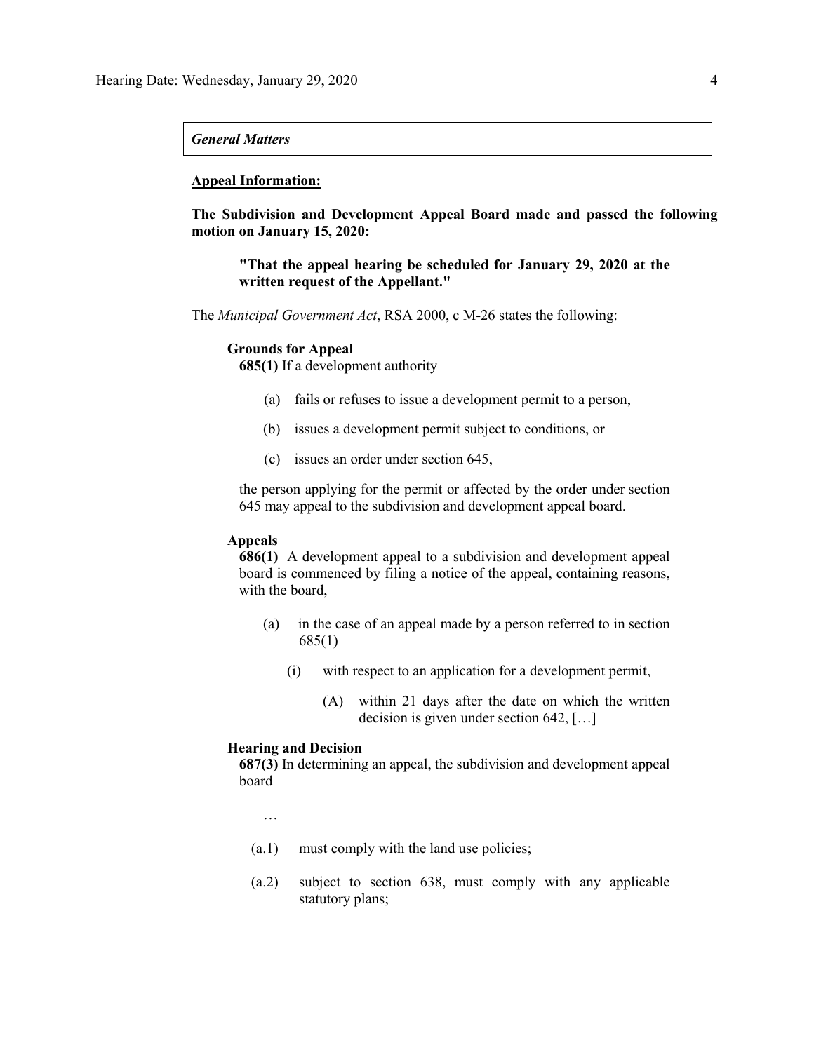*General Matters*

**Appeal Information:**

**The Subdivision and Development Appeal Board made and passed the following motion on January 15, 2020:**

> **"That the appeal hearing be scheduled for January 29, 2020 at the written request of the Appellant."**

The *Municipal Government Act*, RSA 2000, c M-26 states the following:

**Grounds for Appeal**

**685(1)** If a development authority

- (a) fails or refuses to issue a development permit to a person,
- (b) issues a development permit subject to conditions, or
- (c) issues an order under section 645,

the person applying for the permit or affected by the order under section 645 may appeal to the subdivision and development appeal board.

**Appeals**

**686(1)** A development appeal to a subdivision and development appeal board is commenced by filing a notice of the appeal, containing reasons, with the board,

- (a) in the case of an appeal made by a person referred to in section 685(1)
  - (i) with respect to an application for a development permit,
    - (A) within 21 days after the date on which the written decision is given under section 642, […]

**Hearing and Decision**

**687(3)** In determining an appeal, the subdivision and development appeal board

…

- (a.1) must comply with the land use policies;
- (a.2) subject to section 638, must comply with any applicable statutory plans;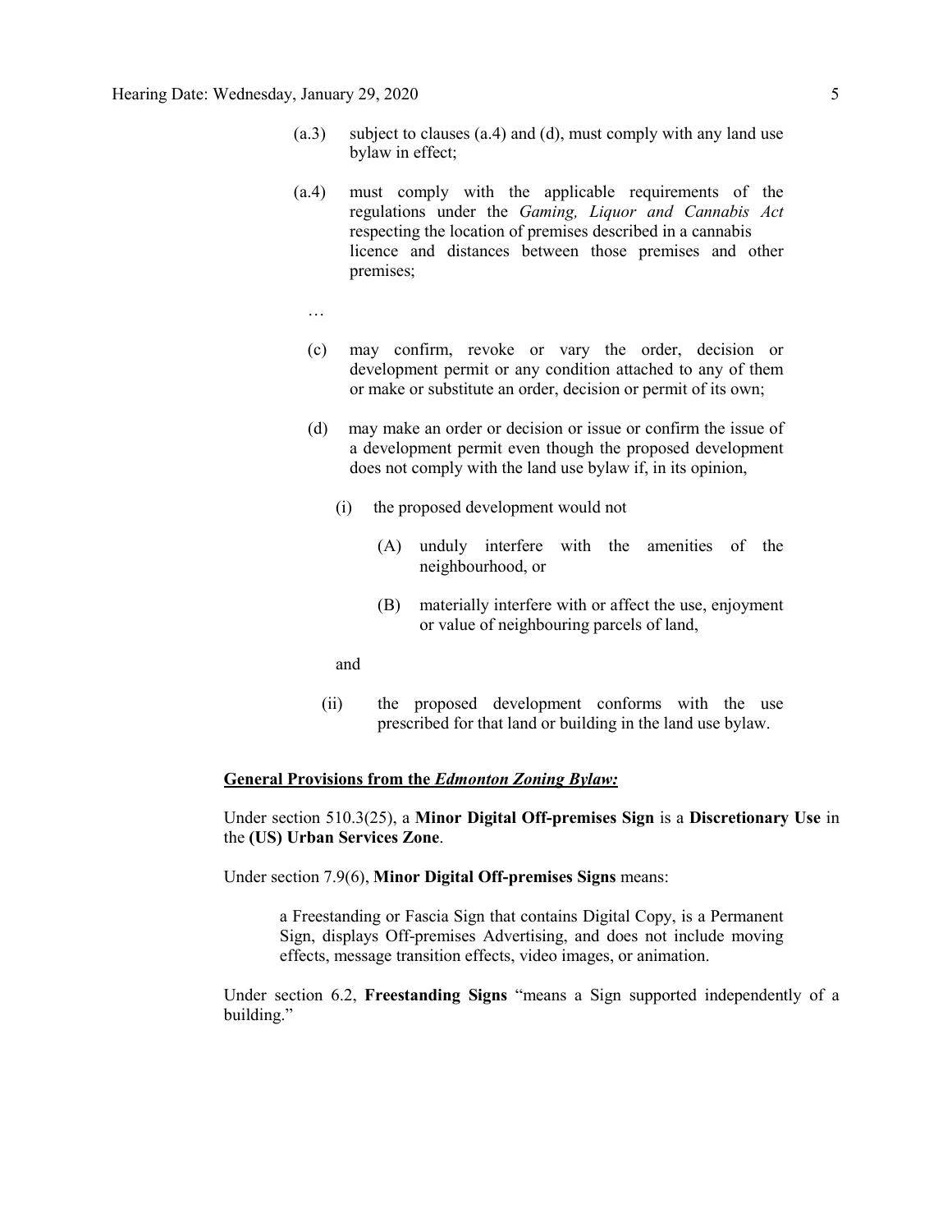(a.3) subject to clauses (a.4) and (d), must comply with any land use bylaw in effect;

(a.4) must comply with the applicable requirements of the regulations under the *Gaming, Liquor and Cannabis Act* respecting the location of premises described in a cannabis licence and distances between those premises and other premises;

…

(c) may confirm, revoke or vary the order, decision or development permit or any condition attached to any of them or make or substitute an order, decision or permit of its own;

(d) may make an order or decision or issue or confirm the issue of a development permit even though the proposed development does not comply with the land use bylaw if, in its opinion,

(i) the proposed development would not

(A) unduly interfere with the amenities of the neighbourhood, or

(B) materially interfere with or affect the use, enjoyment or value of neighbouring parcels of land,

and

(ii) the proposed development conforms with the use prescribed for that land or building in the land use bylaw.

**General Provisions from the *Edmonton Zoning Bylaw:***

Under section 510.3(25), a **Minor Digital Off-premises Sign** is a **Discretionary Use** in the **(US) Urban Services Zone**.

Under section 7.9(6), **Minor Digital Off-premises Signs** means:

> a Freestanding or Fascia Sign that contains Digital Copy, is a Permanent Sign, displays Off-premises Advertising, and does not include moving effects, message transition effects, video images, or animation.

Under section 6.2, **Freestanding Signs** "means a Sign supported independently of a building."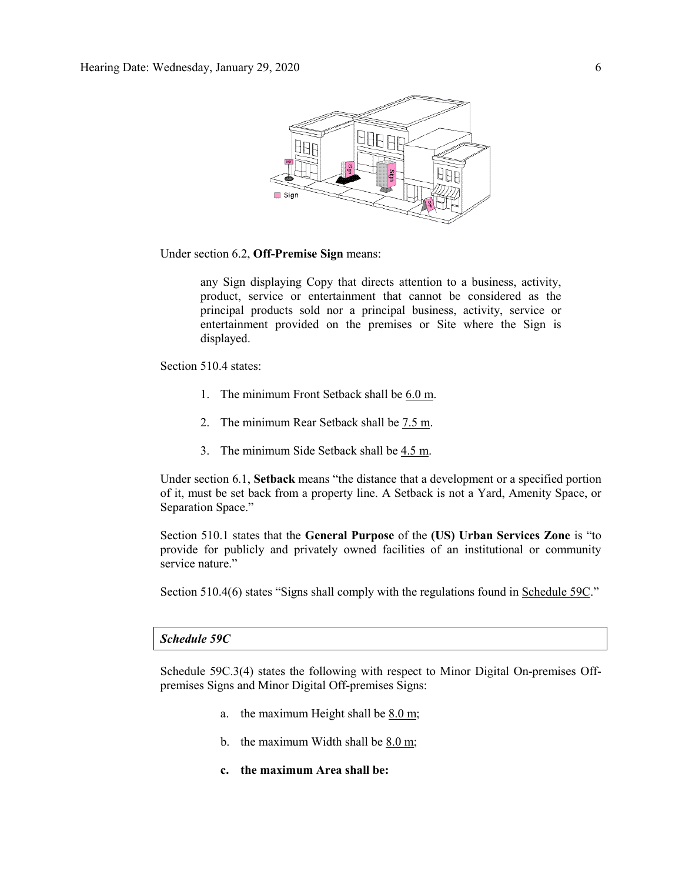Under section 6.2, **Off-Premise Sign** means:

> any Sign displaying Copy that directs attention to a business, activity, product, service or entertainment that cannot be considered as the principal products sold nor a principal business, activity, service or entertainment provided on the premises or Site where the Sign is displayed.

Section 510.4 states:

1. The minimum Front Setback shall be 6.0 m.
2. The minimum Rear Setback shall be 7.5 m.
3. The minimum Side Setback shall be 4.5 m.

Under section 6.1, **Setback** means "the distance that a development or a specified portion of it, must be set back from a property line. A Setback is not a Yard, Amenity Space, or Separation Space."

Section 510.1 states that the **General Purpose** of the **(US) Urban Services Zone** is "to provide for publicly and privately owned facilities of an institutional or community service nature."

Section 510.4(6) states "Signs shall comply with the regulations found in Schedule 59C."

***Schedule 59C***

Schedule 59C.3(4) states the following with respect to Minor Digital On-premises Off-premises Signs and Minor Digital Off-premises Signs:

a. the maximum Height shall be 8.0 m;

b. the maximum Width shall be 8.0 m;

**c. the maximum Area shall be:**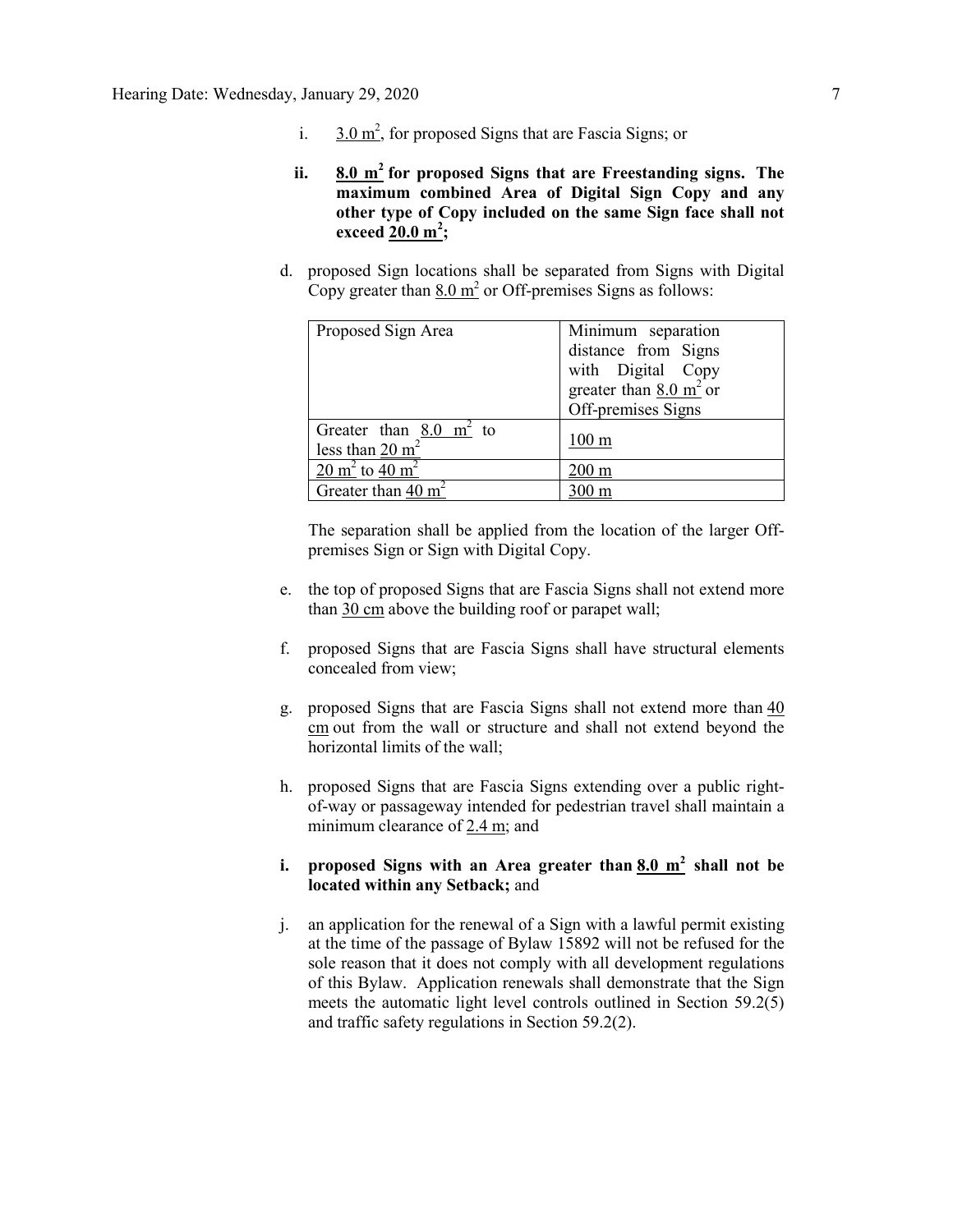i. 3.0 $m^2$, for proposed Signs that are Fascia Signs; or

**ii. 8.0 $m^2$ for proposed Signs that are Freestanding signs. The maximum combined Area of Digital Sign Copy and any other type of Copy included on the same Sign face shall not exceed 20.0 $m^2$;**

d. proposed Sign locations shall be separated from Signs with Digital Copy greater than 8.0 $m^2$ or Off-premises Signs as follows:

| Proposed Sign Area | Minimum separation distance from Signs with Digital Copy greater than 8.0 $m^2$ or Off-premises Signs |
|---|---|
| Greater than 8.0 $m^2$ to less than 20 $m^2$ | 100 m |
| 20 $m^2$ to 40 $m^2$ | 200 m |
| Greater than 40 $m^2$ | 300 m |

The separation shall be applied from the location of the larger Off-premises Sign or Sign with Digital Copy.

e. the top of proposed Signs that are Fascia Signs shall not extend more than 30 cm above the building roof or parapet wall;

f. proposed Signs that are Fascia Signs shall have structural elements concealed from view;

g. proposed Signs that are Fascia Signs shall not extend more than 40 cm out from the wall or structure and shall not extend beyond the horizontal limits of the wall;

h. proposed Signs that are Fascia Signs extending over a public right-of-way or passageway intended for pedestrian travel shall maintain a minimum clearance of 2.4 m; and

**i. proposed Signs with an Area greater than 8.0 $m^2$ shall not be located within any Setback;** and

j. an application for the renewal of a Sign with a lawful permit existing at the time of the passage of Bylaw 15892 will not be refused for the sole reason that it does not comply with all development regulations of this Bylaw. Application renewals shall demonstrate that the Sign meets the automatic light level controls outlined in Section 59.2(5) and traffic safety regulations in Section 59.2(2).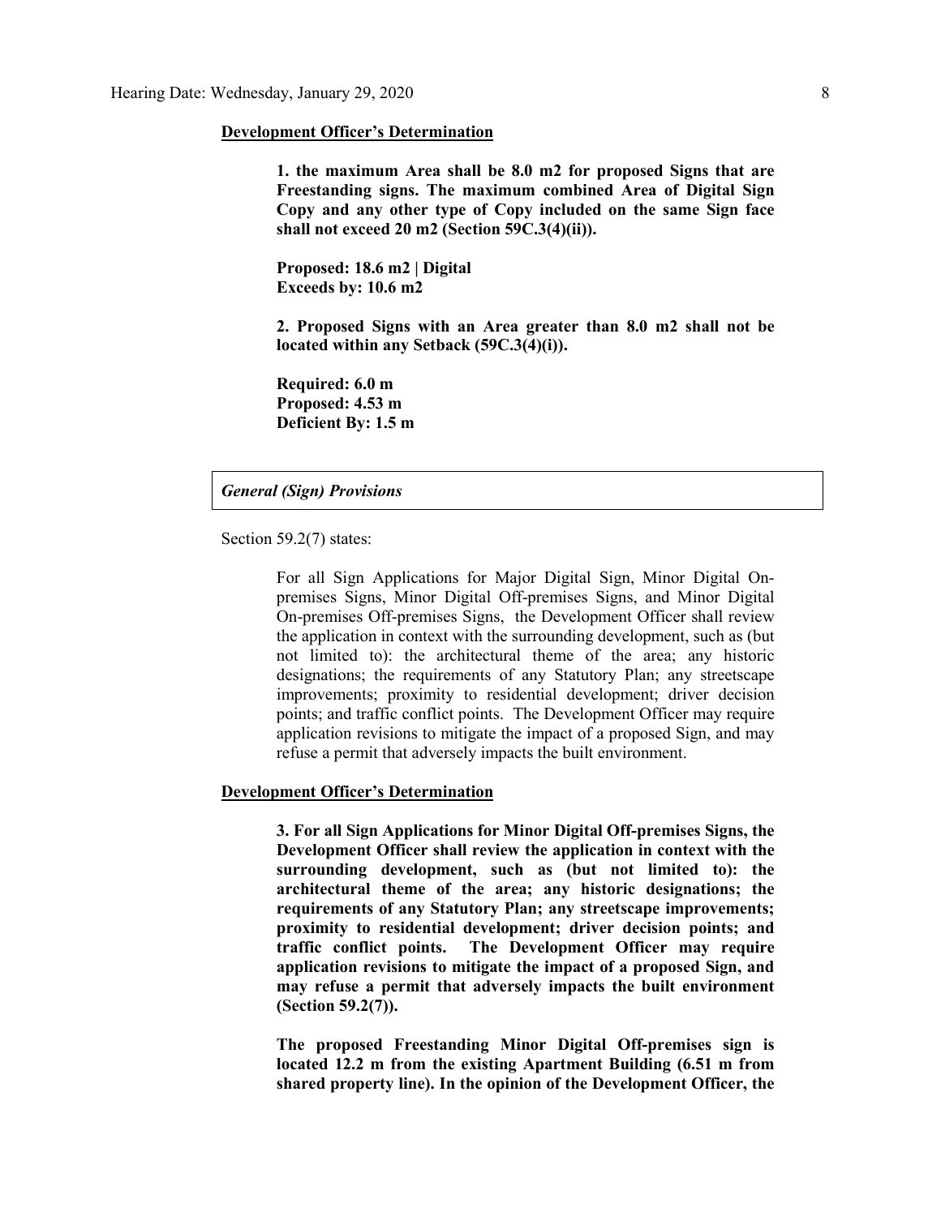**Development Officer's Determination**

> **1. the maximum Area shall be 8.0 m2 for proposed Signs that are Freestanding signs. The maximum combined Area of Digital Sign Copy and any other type of Copy included on the same Sign face shall not exceed 20 m2 (Section 59C.3(4)(ii)).**
>
> **Proposed: 18.6 m2 | Digital**
> **Exceeds by: 10.6 m2**
>
> **2. Proposed Signs with an Area greater than 8.0 m2 shall not be located within any Setback (59C.3(4)(i)).**
>
> **Required: 6.0 m**
> **Proposed: 4.53 m**
> **Deficient By: 1.5 m**

***General (Sign) Provisions***

Section 59.2(7) states:

> For all Sign Applications for Major Digital Sign, Minor Digital On-premises Signs, Minor Digital Off-premises Signs, and Minor Digital On-premises Off-premises Signs, the Development Officer shall review the application in context with the surrounding development, such as (but not limited to): the architectural theme of the area; any historic designations; the requirements of any Statutory Plan; any streetscape improvements; proximity to residential development; driver decision points; and traffic conflict points. The Development Officer may require application revisions to mitigate the impact of a proposed Sign, and may refuse a permit that adversely impacts the built environment.

**Development Officer's Determination**

> **3. For all Sign Applications for Minor Digital Off-premises Signs, the Development Officer shall review the application in context with the surrounding development, such as (but not limited to): the architectural theme of the area; any historic designations; the requirements of any Statutory Plan; any streetscape improvements; proximity to residential development; driver decision points; and traffic conflict points. The Development Officer may require application revisions to mitigate the impact of a proposed Sign, and may refuse a permit that adversely impacts the built environment (Section 59.2(7)).**
>
> **The proposed Freestanding Minor Digital Off-premises sign is located 12.2 m from the existing Apartment Building (6.51 m from shared property line). In the opinion of the Development Officer, the**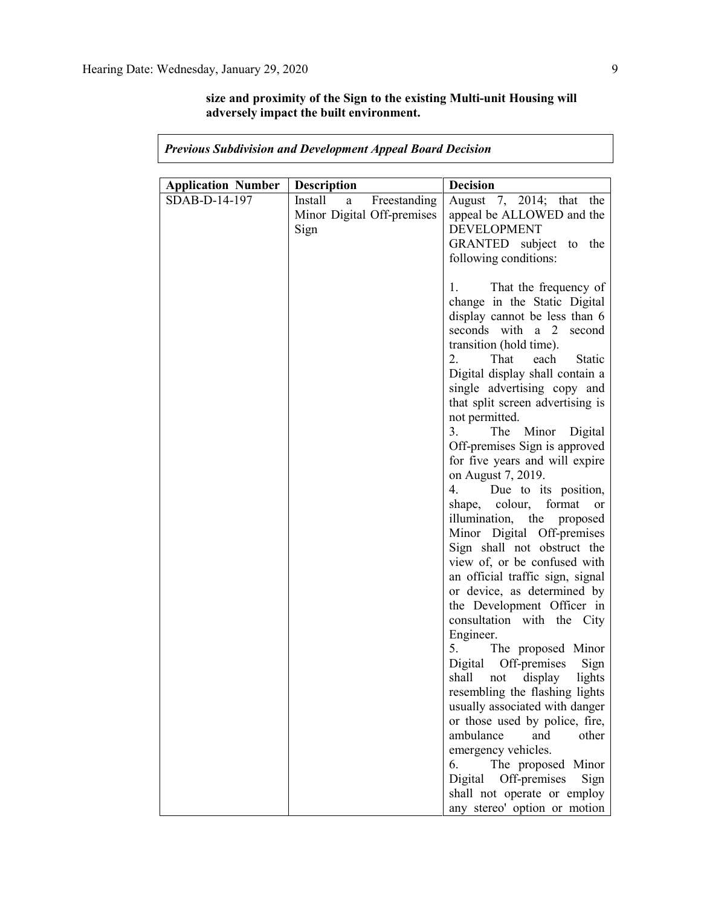**size and proximity of the Sign to the existing Multi-unit Housing will adversely impact the built environment.**

***Previous Subdivision and Development Appeal Board Decision***

| Application Number | Description | Decision |
|---|---|---|
| SDAB-D-14-197 | Install a Freestanding Minor Digital Off-premises Sign | August 7, 2014; that the appeal be ALLOWED and the DEVELOPMENT GRANTED subject to the following conditions:<br><br>1. That the frequency of change in the Static Digital display cannot be less than 6 seconds with a 2 second transition (hold time).<br>2. That each Static Digital display shall contain a single advertising copy and that split screen advertising is not permitted.<br>3. The Minor Digital Off-premises Sign is approved for five years and will expire on August 7, 2019.<br>4. Due to its position, shape, colour, format or illumination, the proposed Minor Digital Off-premises Sign shall not obstruct the view of, or be confused with an official traffic sign, signal or device, as determined by the Development Officer in consultation with the City Engineer.<br>5. The proposed Minor Digital Off-premises Sign shall not display lights resembling the flashing lights usually associated with danger or those used by police, fire, ambulance and other emergency vehicles.<br>6. The proposed Minor Digital Off-premises Sign shall not operate or employ any stereo' option or motion |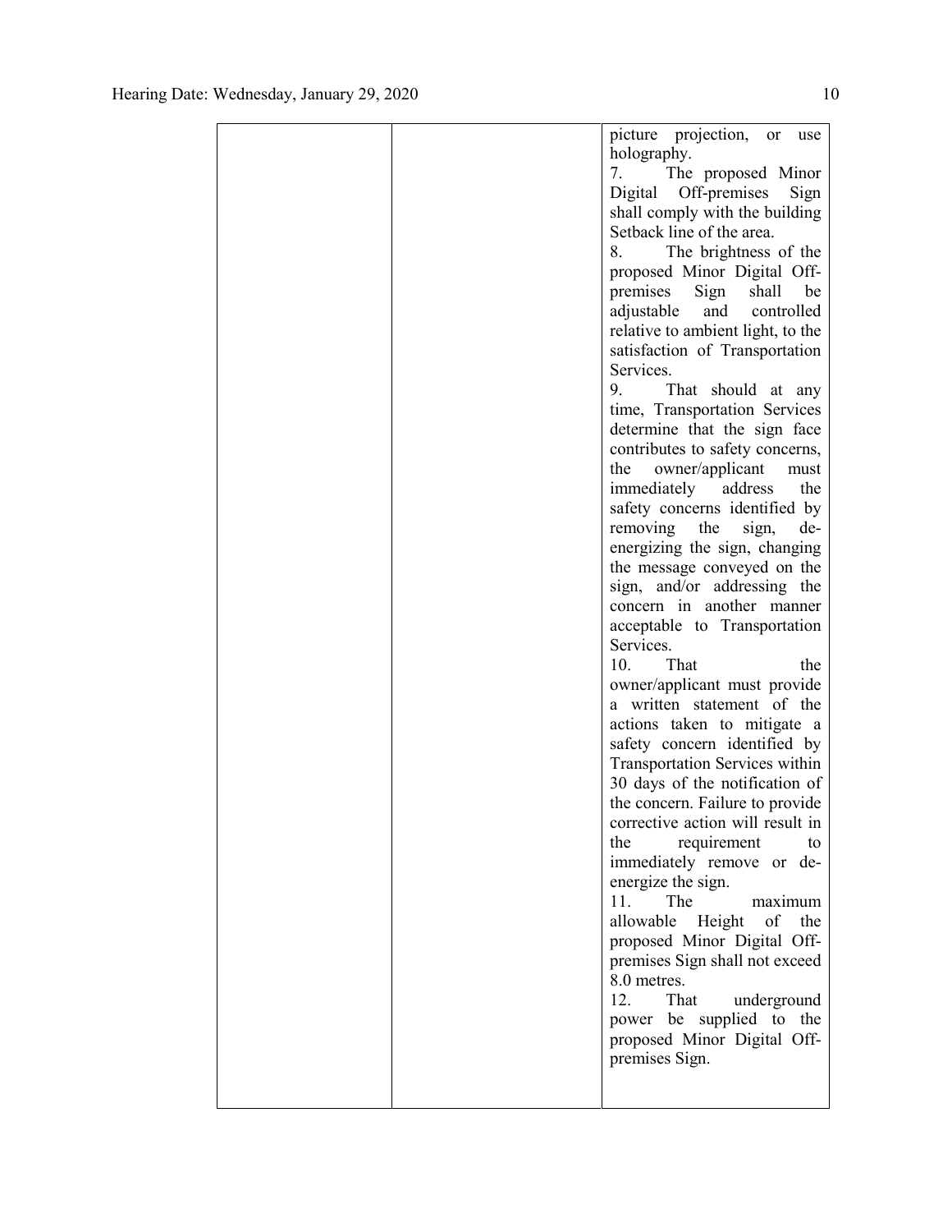| | | picture projection, or use holography.<br>7. The proposed Minor Digital Off-premises Sign shall comply with the building Setback line of the area.<br>8. The brightness of the proposed Minor Digital Off-premises Sign shall be adjustable and controlled relative to ambient light, to the satisfaction of Transportation Services.<br>9. That should at any time, Transportation Services determine that the sign face contributes to safety concerns, the owner/applicant must immediately address the safety concerns identified by removing the sign, de-energizing the sign, changing the message conveyed on the sign, and/or addressing the concern in another manner acceptable to Transportation Services.<br>10. That the owner/applicant must provide a written statement of the actions taken to mitigate a safety concern identified by Transportation Services within 30 days of the notification of the concern. Failure to provide corrective action will result in the requirement to immediately remove or de-energize the sign.<br>11. The maximum allowable Height of the proposed Minor Digital Off-premises Sign shall not exceed 8.0 metres.<br>12. That underground power be supplied to the proposed Minor Digital Off-premises Sign. |
|---|---|---|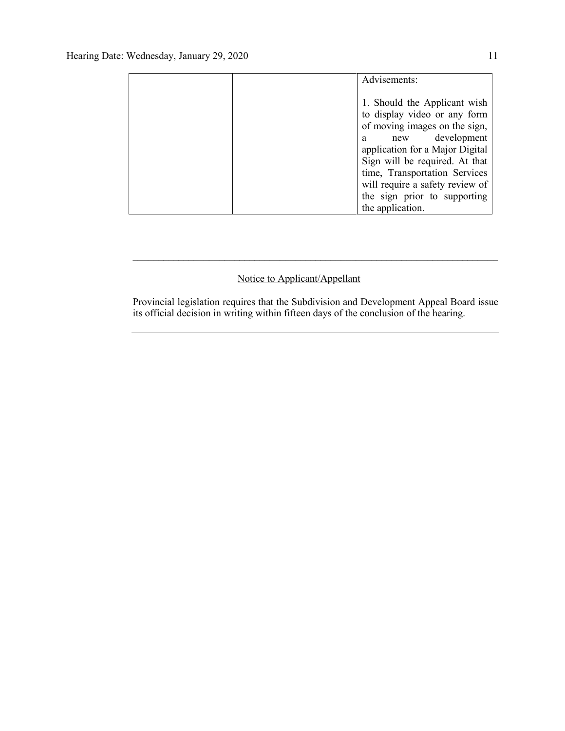| | | Advisements:<br><br>1. Should the Applicant wish to display video or any form of moving images on the sign, a new development application for a Major Digital Sign will be required. At that time, Transportation Services will require a safety review of the sign prior to supporting the application. |
|---|---|---|

---

Notice to Applicant/Appellant

Provincial legislation requires that the Subdivision and Development Appeal Board issue its official decision in writing within fifteen days of the conclusion of the hearing.

---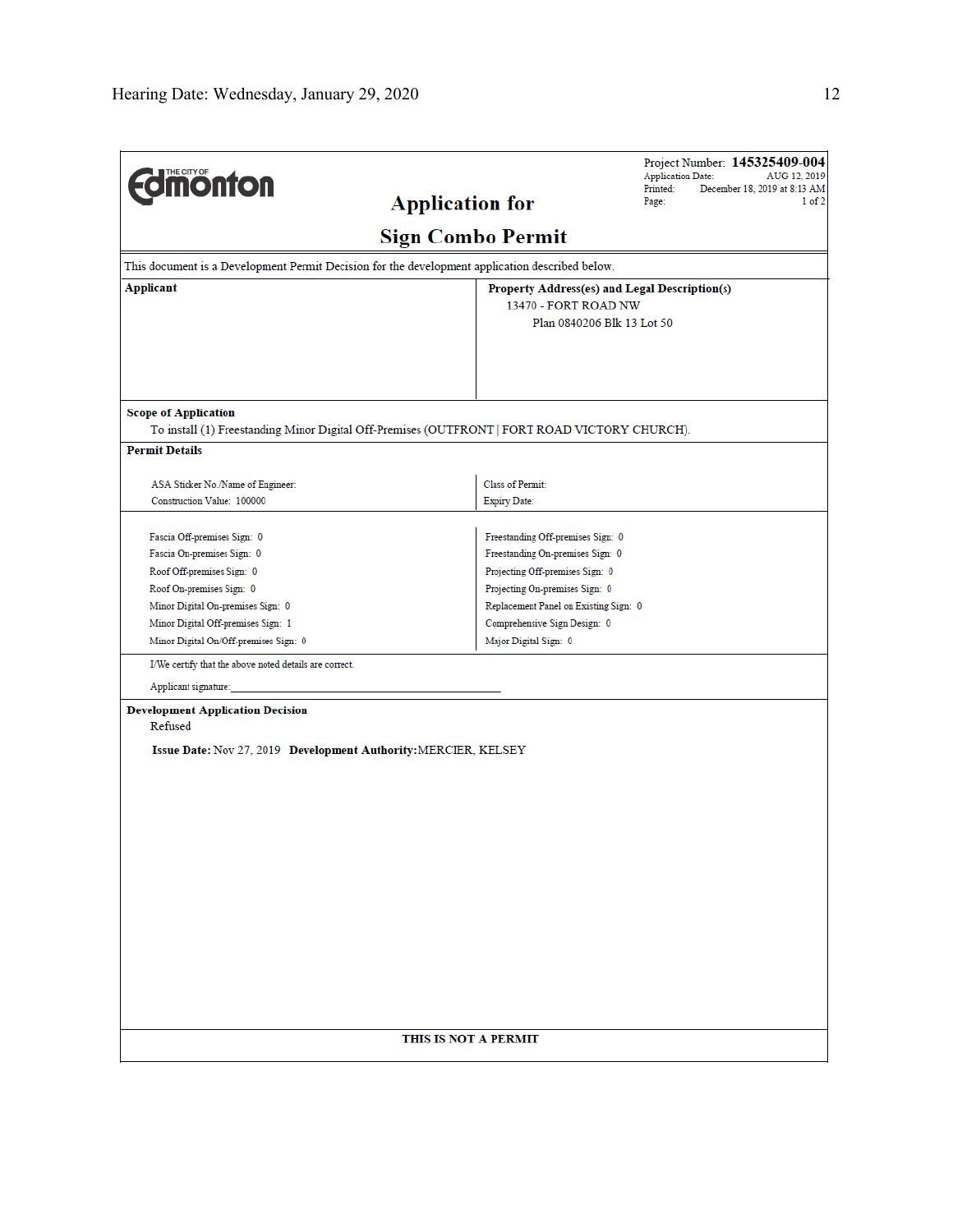THE CITY OF Edmonton

Project Number: **145325409-004**
Application Date: AUG 12, 2019
Printed: December 18, 2019 at 8:13 AM
Page: 1 of 2

## Application for

## Sign Combo Permit

This document is a Development Permit Decision for the development application described below.

| **Applicant** | **Property Address(es) and Legal Description(s)** |
|---|---|
| | 13470 - FORT ROAD NW<br>Plan 0840206 Blk 13 Lot 50 |

**Scope of Application**

To install (1) Freestanding Minor Digital Off-Premises (OUTFRONT | FORT ROAD VICTORY CHURCH).

**Permit Details**

| | |
|---|---|
| ASA Sticker No./Name of Engineer: | Class of Permit: |
| Construction Value: 100000 | Expiry Date: |

| | |
|---|---|
| Fascia Off-premises Sign: 0 | Freestanding Off-premises Sign: 0 |
| Fascia On-premises Sign: 0 | Freestanding On-premises Sign: 0 |
| Roof Off-premises Sign: 0 | Projecting Off-premises Sign: 0 |
| Roof On-premises Sign: 0 | Projecting On-premises Sign: 0 |
| Minor Digital On-premises Sign: 0 | Replacement Panel on Existing Sign: 0 |
| Minor Digital Off-premises Sign: 1 | Comprehensive Sign Design: 0 |
| Minor Digital On/Off-premises Sign: 0 | Major Digital Sign: 0 |

I/We certify that the above noted details are correct.

Applicant signature:______________________________

**Development Application Decision**

Refused

**Issue Date:** Nov 27, 2019 **Development Authority:** MERCIER, KELSEY

**THIS IS NOT A PERMIT**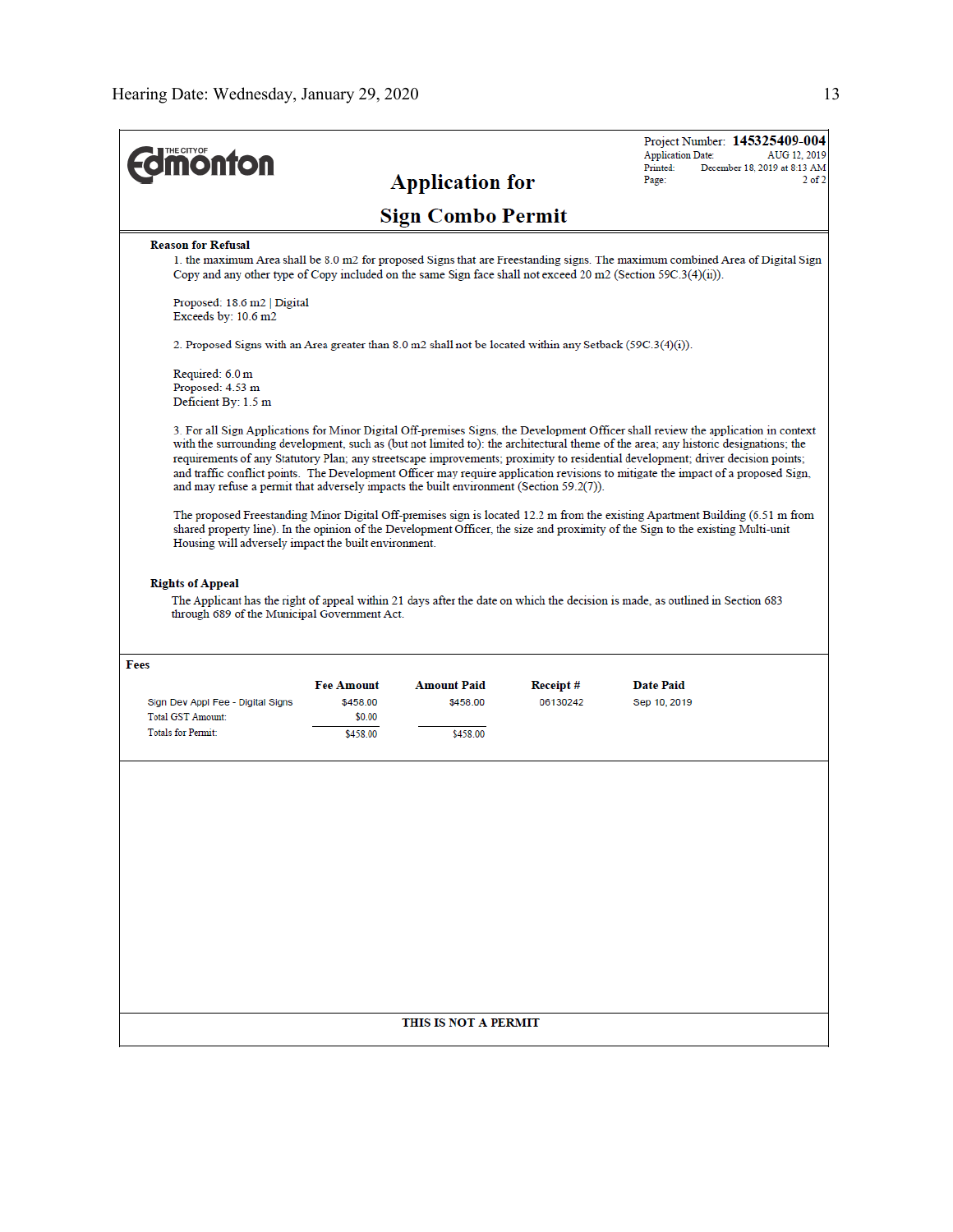THE CITY OF Edmonton

Project Number: **145325409-004**
Application Date: AUG 12, 2019
Printed: December 18, 2019 at 8:13 AM
Page: 2 of 2

# Application for Sign Combo Permit

**Reason for Refusal**

1. the maximum Area shall be 8.0 m2 for proposed Signs that are Freestanding signs. The maximum combined Area of Digital Sign Copy and any other type of Copy included on the same Sign face shall not exceed 20 m2 (Section 59C.3(4)(ii)).

Proposed: 18.6 m2 | Digital
Exceeds by: 10.6 m2

2. Proposed Signs with an Area greater than 8.0 m2 shall not be located within any Setback (59C.3(4)(i)).

Required: 6.0 m
Proposed: 4.53 m
Deficient By: 1.5 m

3. For all Sign Applications for Minor Digital Off-premises Signs, the Development Officer shall review the application in context with the surrounding development, such as (but not limited to): the architectural theme of the area; any historic designations; the requirements of any Statutory Plan; any streetscape improvements; proximity to residential development; driver decision points; and traffic conflict points. The Development Officer may require application revisions to mitigate the impact of a proposed Sign, and may refuse a permit that adversely impacts the built environment (Section 59.2(7)).

The proposed Freestanding Minor Digital Off-premises sign is located 12.2 m from the existing Apartment Building (6.51 m from shared property line). In the opinion of the Development Officer, the size and proximity of the Sign to the existing Multi-unit Housing will adversely impact the built environment.

**Rights of Appeal**

The Applicant has the right of appeal within 21 days after the date on which the decision is made, as outlined in Section 683 through 689 of the Municipal Government Act.

**Fees**

| | Fee Amount | Amount Paid | Receipt # | Date Paid |
|---|---|---|---|---|
| Sign Dev Appl Fee - Digital Signs | $458.00 | $458.00 | 06130242 | Sep 10, 2019 |
| Total GST Amount: | $0.00 | | | |
| Totals for Permit: | $458.00 | $458.00 | | |

**THIS IS NOT A PERMIT**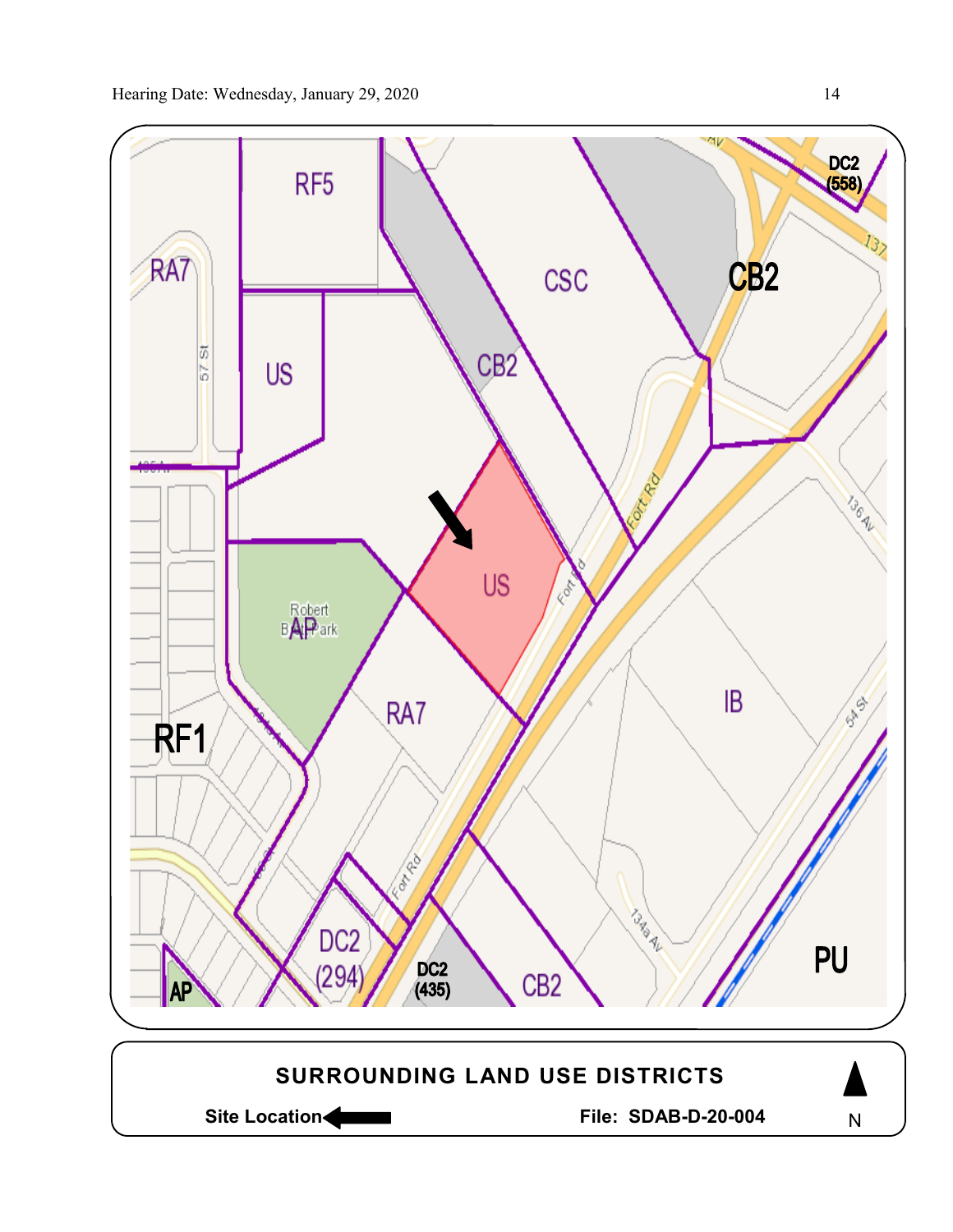RF5

RA7

US

CSC

CB2

CB2

DC2 (558)

US

AP

Robert Brown Park

RA7

RF1

IB

DC2 (294)

DC2 (435)

CB2

AP

PU

**SURROUNDING LAND USE DISTRICTS**

**Site Location** ←

**File: SDAB-D-20-004**

N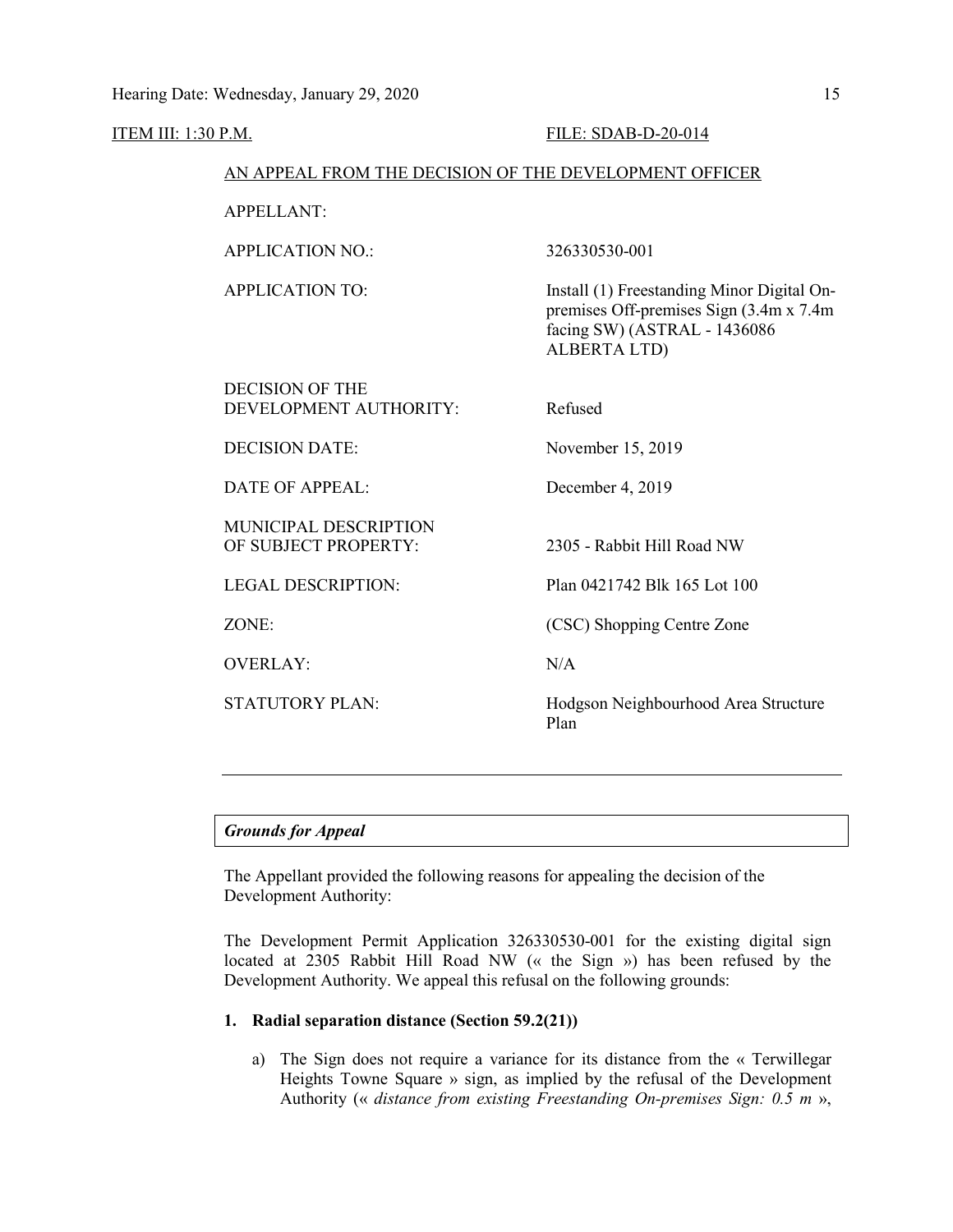ITEM III: 1:30 P.M. FILE: SDAB-D-20-014

AN APPEAL FROM THE DECISION OF THE DEVELOPMENT OFFICER

| | |
|---|---|
| APPELLANT: | |
| APPLICATION NO.: | 326330530-001 |
| APPLICATION TO: | Install (1) Freestanding Minor Digital On-premises Off-premises Sign (3.4m x 7.4m facing SW) (ASTRAL - 1436086 ALBERTA LTD) |
| DECISION OF THE DEVELOPMENT AUTHORITY: | Refused |
| DECISION DATE: | November 15, 2019 |
| DATE OF APPEAL: | December 4, 2019 |
| MUNICIPAL DESCRIPTION OF SUBJECT PROPERTY: | 2305 - Rabbit Hill Road NW |
| LEGAL DESCRIPTION: | Plan 0421742 Blk 165 Lot 100 |
| ZONE: | (CSC) Shopping Centre Zone |
| OVERLAY: | N/A |
| STATUTORY PLAN: | Hodgson Neighbourhood Area Structure Plan |

---

***Grounds for Appeal***

The Appellant provided the following reasons for appealing the decision of the Development Authority:

The Development Permit Application 326330530-001 for the existing digital sign located at 2305 Rabbit Hill Road NW (« the Sign ») has been refused by the Development Authority. We appeal this refusal on the following grounds:

1. **Radial separation distance (Section 59.2(21))**

   a) The Sign does not require a variance for its distance from the « Terwillegar Heights Towne Square » sign, as implied by the refusal of the Development Authority (« *distance from existing Freestanding On-premises Sign: 0.5 m* »,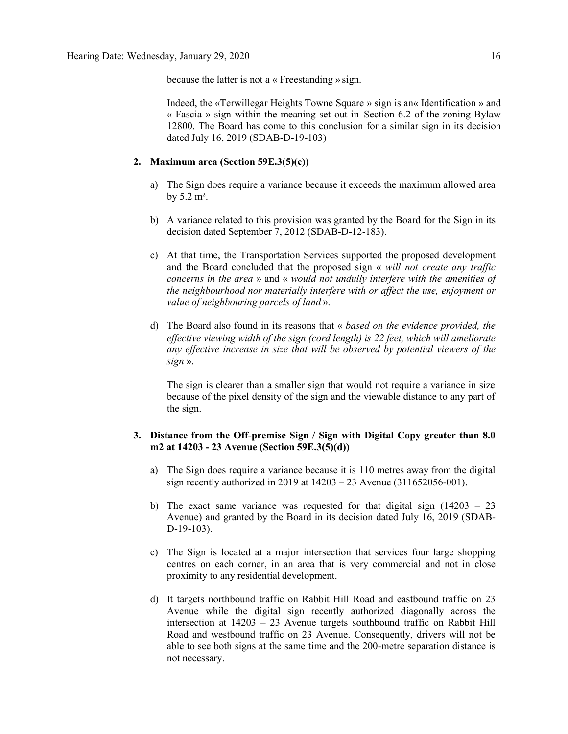because the latter is not a « Freestanding » sign.

Indeed, the «Terwillegar Heights Towne Square » sign is an« Identification » and « Fascia » sign within the meaning set out in Section 6.2 of the zoning Bylaw 12800. The Board has come to this conclusion for a similar sign in its decision dated July 16, 2019 (SDAB-D-19-103)

2. **Maximum area (Section 59E.3(5)(c))**

   a) The Sign does require a variance because it exceeds the maximum allowed area by 5.2 m².

   b) A variance related to this provision was granted by the Board for the Sign in its decision dated September 7, 2012 (SDAB-D-12-183).

   c) At that time, the Transportation Services supported the proposed development and the Board concluded that the proposed sign « *will not create any traffic concerns in the area* » and « *would not undully interfere with the amenities of the neighbourhood nor materially interfere with or affect the use, enjoyment or value of neighbouring parcels of land* ».

   d) The Board also found in its reasons that « *based on the evidence provided, the effective viewing width of the sign (cord length) is 22 feet, which will ameliorate any effective increase in size that will be observed by potential viewers of the sign* ».

   The sign is clearer than a smaller sign that would not require a variance in size because of the pixel density of the sign and the viewable distance to any part of the sign.

3. **Distance from the Off-premise Sign / Sign with Digital Copy greater than 8.0 m2 at 14203 - 23 Avenue (Section 59E.3(5)(d))**

   a) The Sign does require a variance because it is 110 metres away from the digital sign recently authorized in 2019 at 14203 – 23 Avenue (311652056-001).

   b) The exact same variance was requested for that digital sign (14203 – 23 Avenue) and granted by the Board in its decision dated July 16, 2019 (SDAB-D-19-103).

   c) The Sign is located at a major intersection that services four large shopping centres on each corner, in an area that is very commercial and not in close proximity to any residential development.

   d) It targets northbound traffic on Rabbit Hill Road and eastbound traffic on 23 Avenue while the digital sign recently authorized diagonally across the intersection at 14203 – 23 Avenue targets southbound traffic on Rabbit Hill Road and westbound traffic on 23 Avenue. Consequently, drivers will not be able to see both signs at the same time and the 200-metre separation distance is not necessary.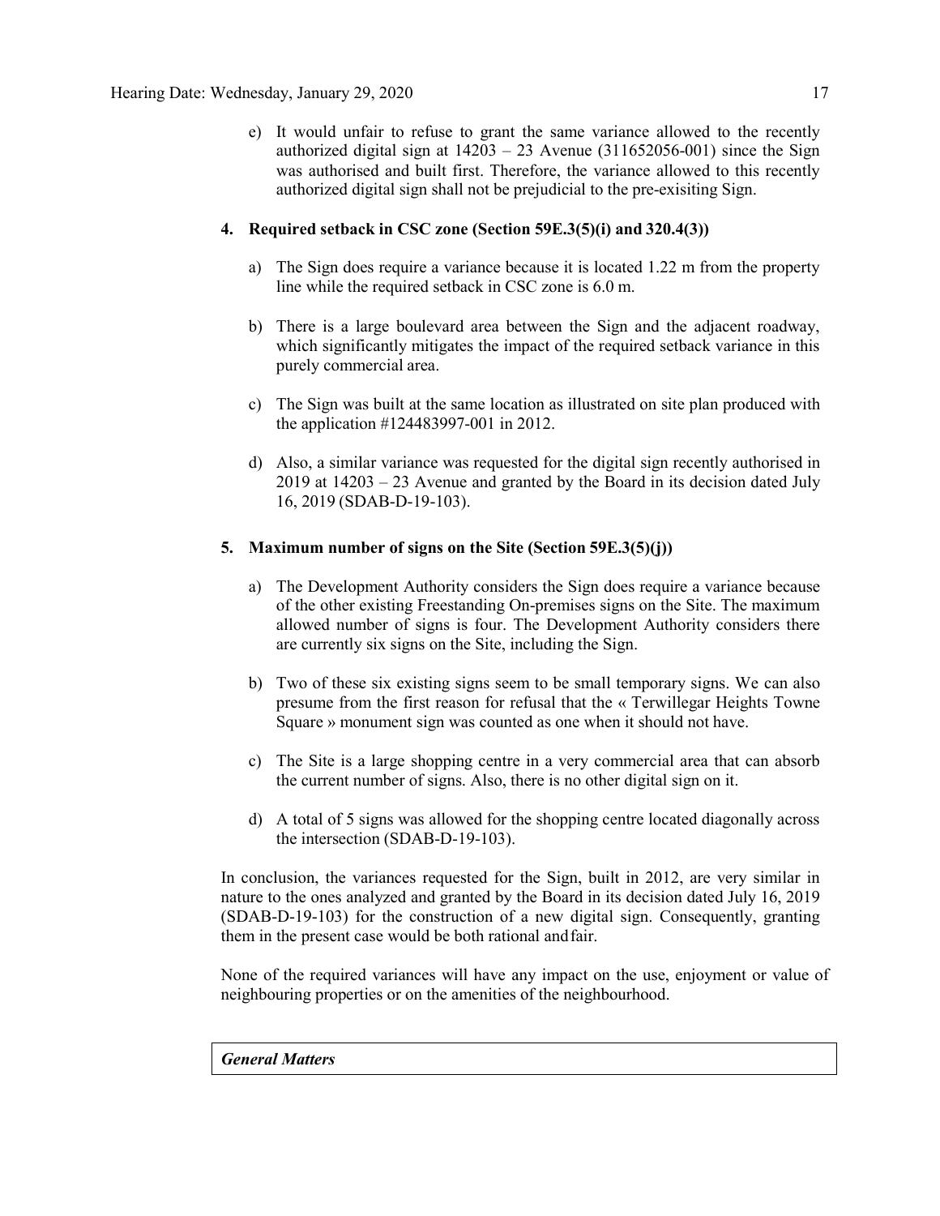e) It would unfair to refuse to grant the same variance allowed to the recently authorized digital sign at 14203 – 23 Avenue (311652056-001) since the Sign was authorised and built first. Therefore, the variance allowed to this recently authorized digital sign shall not be prejudicial to the pre-exisiting Sign.

**4. Required setback in CSC zone (Section 59E.3(5)(i) and 320.4(3))**

a) The Sign does require a variance because it is located 1.22 m from the property line while the required setback in CSC zone is 6.0 m.

b) There is a large boulevard area between the Sign and the adjacent roadway, which significantly mitigates the impact of the required setback variance in this purely commercial area.

c) The Sign was built at the same location as illustrated on site plan produced with the application #124483997-001 in 2012.

d) Also, a similar variance was requested for the digital sign recently authorised in 2019 at 14203 – 23 Avenue and granted by the Board in its decision dated July 16, 2019 (SDAB-D-19-103).

**5. Maximum number of signs on the Site (Section 59E.3(5)(j))**

a) The Development Authority considers the Sign does require a variance because of the other existing Freestanding On-premises signs on the Site. The maximum allowed number of signs is four. The Development Authority considers there are currently six signs on the Site, including the Sign.

b) Two of these six existing signs seem to be small temporary signs. We can also presume from the first reason for refusal that the « Terwillegar Heights Towne Square » monument sign was counted as one when it should not have.

c) The Site is a large shopping centre in a very commercial area that can absorb the current number of signs. Also, there is no other digital sign on it.

d) A total of 5 signs was allowed for the shopping centre located diagonally across the intersection (SDAB-D-19-103).

In conclusion, the variances requested for the Sign, built in 2012, are very similar in nature to the ones analyzed and granted by the Board in its decision dated July 16, 2019 (SDAB-D-19-103) for the construction of a new digital sign. Consequently, granting them in the present case would be both rational and fair.

None of the required variances will have any impact on the use, enjoyment or value of neighbouring properties or on the amenities of the neighbourhood.

***General Matters***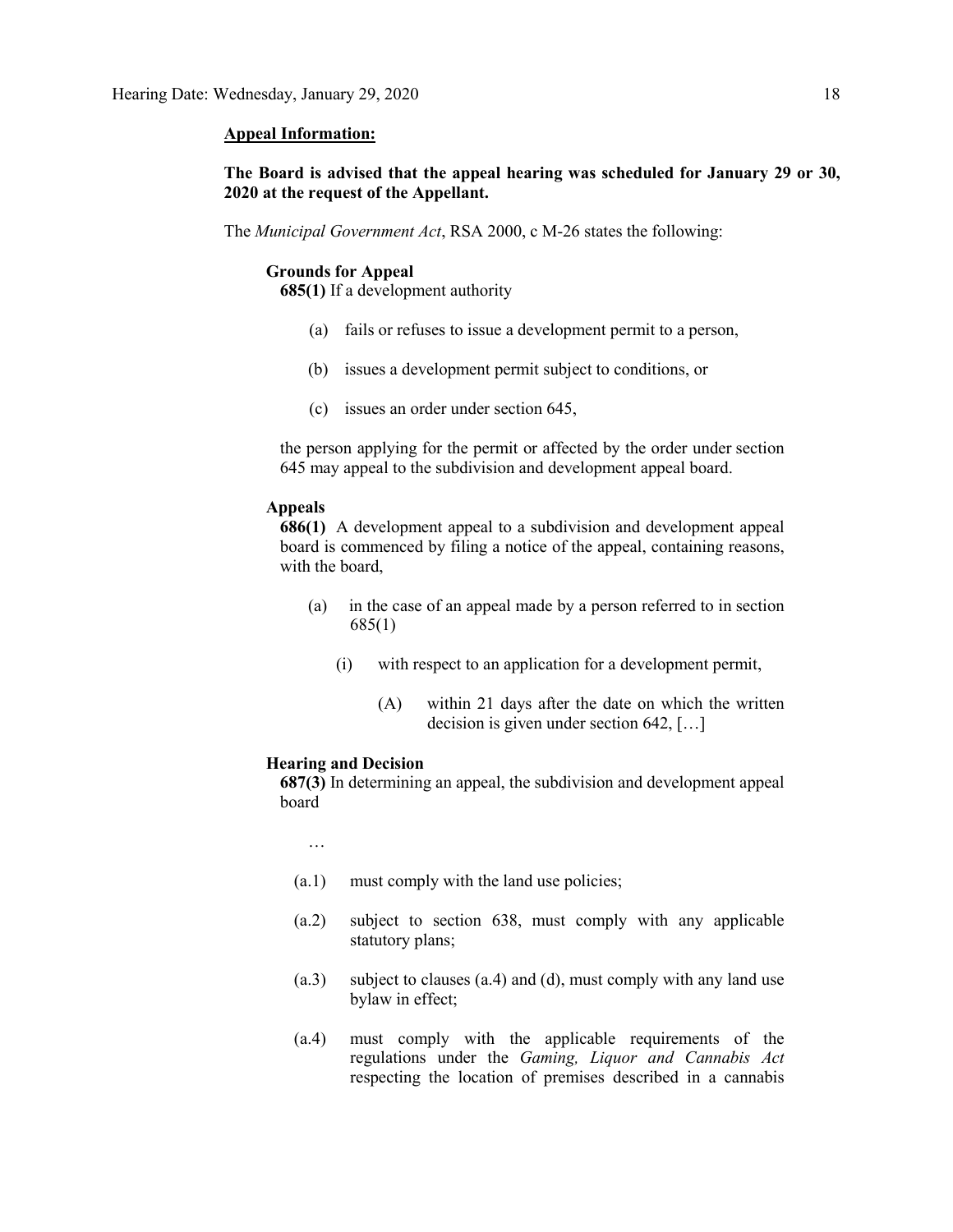**Appeal Information:**

**The Board is advised that the appeal hearing was scheduled for January 29 or 30, 2020 at the request of the Appellant.**

The *Municipal Government Act*, RSA 2000, c M-26 states the following:

**Grounds for Appeal**

**685(1)** If a development authority

(a) fails or refuses to issue a development permit to a person,

(b) issues a development permit subject to conditions, or

(c) issues an order under section 645,

the person applying for the permit or affected by the order under section 645 may appeal to the subdivision and development appeal board.

**Appeals**

**686(1)** A development appeal to a subdivision and development appeal board is commenced by filing a notice of the appeal, containing reasons, with the board,

(a) in the case of an appeal made by a person referred to in section 685(1)

(i) with respect to an application for a development permit,

(A) within 21 days after the date on which the written decision is given under section 642, […]

**Hearing and Decision**

**687(3)** In determining an appeal, the subdivision and development appeal board

…

(a.1) must comply with the land use policies;

(a.2) subject to section 638, must comply with any applicable statutory plans;

(a.3) subject to clauses (a.4) and (d), must comply with any land use bylaw in effect;

(a.4) must comply with the applicable requirements of the regulations under the *Gaming, Liquor and Cannabis Act* respecting the location of premises described in a cannabis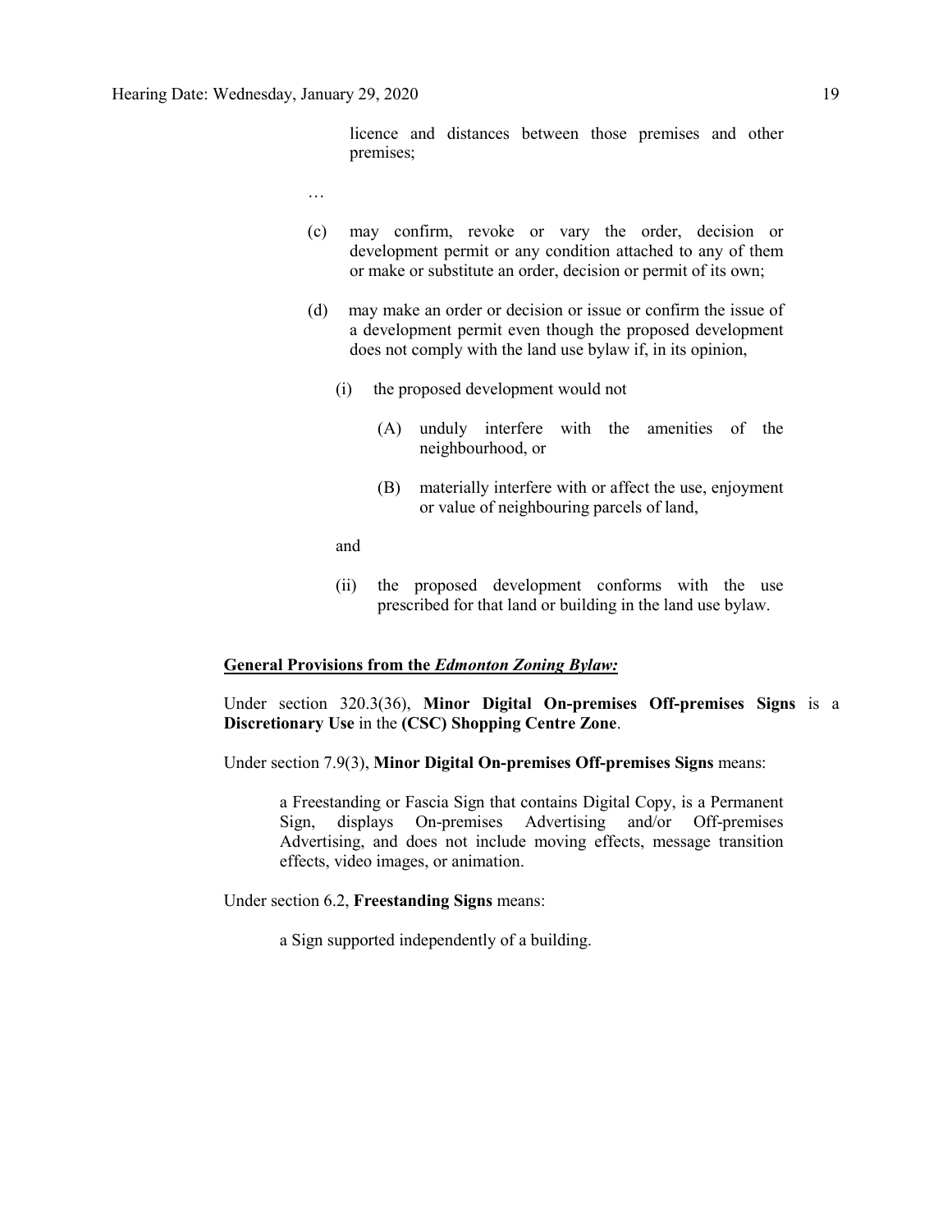licence and distances between those premises and other premises;

…

(c) may confirm, revoke or vary the order, decision or development permit or any condition attached to any of them or make or substitute an order, decision or permit of its own;

(d) may make an order or decision or issue or confirm the issue of a development permit even though the proposed development does not comply with the land use bylaw if, in its opinion,

  (i) the proposed development would not

    (A) unduly interfere with the amenities of the neighbourhood, or

    (B) materially interfere with or affect the use, enjoyment or value of neighbouring parcels of land,

  and

  (ii) the proposed development conforms with the use prescribed for that land or building in the land use bylaw.

**General Provisions from the *Edmonton Zoning Bylaw:***

Under section 320.3(36), **Minor Digital On-premises Off-premises Signs** is a **Discretionary Use** in the **(CSC) Shopping Centre Zone**.

Under section 7.9(3), **Minor Digital On-premises Off-premises Signs** means:

> a Freestanding or Fascia Sign that contains Digital Copy, is a Permanent Sign, displays On-premises Advertising and/or Off-premises Advertising, and does not include moving effects, message transition effects, video images, or animation.

Under section 6.2, **Freestanding Signs** means:

> a Sign supported independently of a building.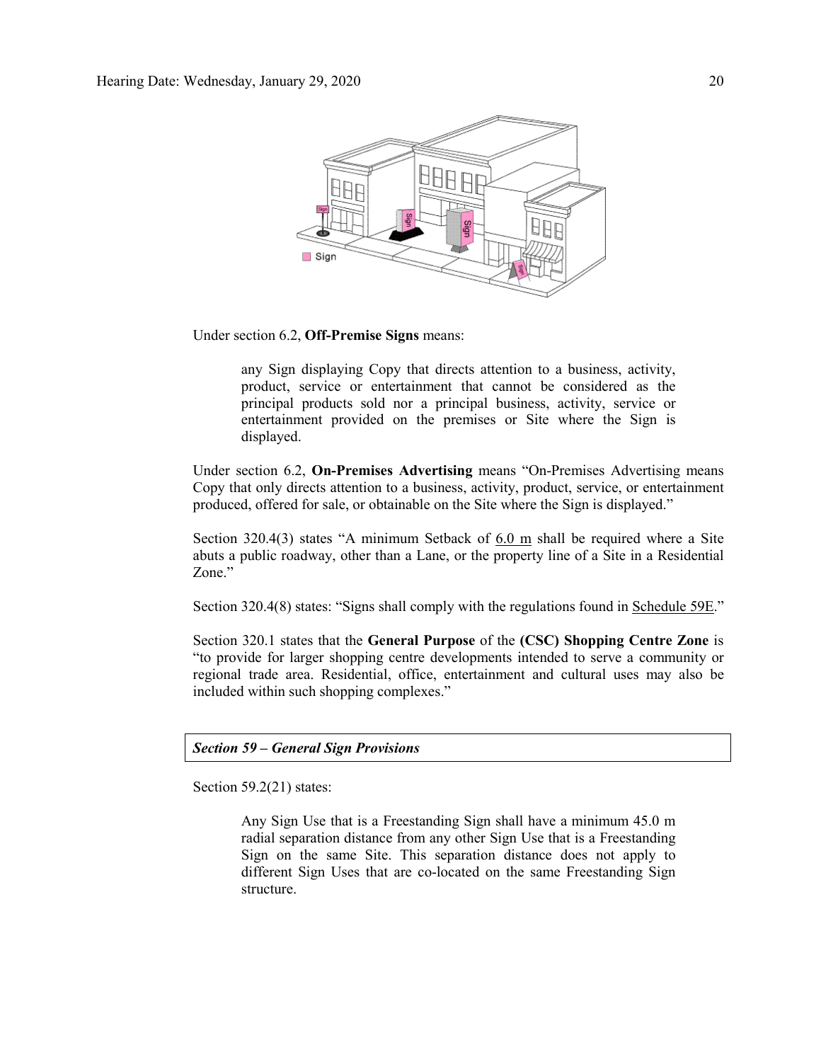Under section 6.2, **Off-Premise Signs** means:

> any Sign displaying Copy that directs attention to a business, activity, product, service or entertainment that cannot be considered as the principal products sold nor a principal business, activity, service or entertainment provided on the premises or Site where the Sign is displayed.

Under section 6.2, **On-Premises Advertising** means "On-Premises Advertising means Copy that only directs attention to a business, activity, product, service, or entertainment produced, offered for sale, or obtainable on the Site where the Sign is displayed."

Section 320.4(3) states "A minimum Setback of 6.0 m shall be required where a Site abuts a public roadway, other than a Lane, or the property line of a Site in a Residential Zone."

Section 320.4(8) states: "Signs shall comply with the regulations found in Schedule 59E."

Section 320.1 states that the **General Purpose** of the **(CSC) Shopping Centre Zone** is "to provide for larger shopping centre developments intended to serve a community or regional trade area. Residential, office, entertainment and cultural uses may also be included within such shopping complexes."

***Section 59 – General Sign Provisions***

Section 59.2(21) states:

> Any Sign Use that is a Freestanding Sign shall have a minimum 45.0 m radial separation distance from any other Sign Use that is a Freestanding Sign on the same Site. This separation distance does not apply to different Sign Uses that are co-located on the same Freestanding Sign structure.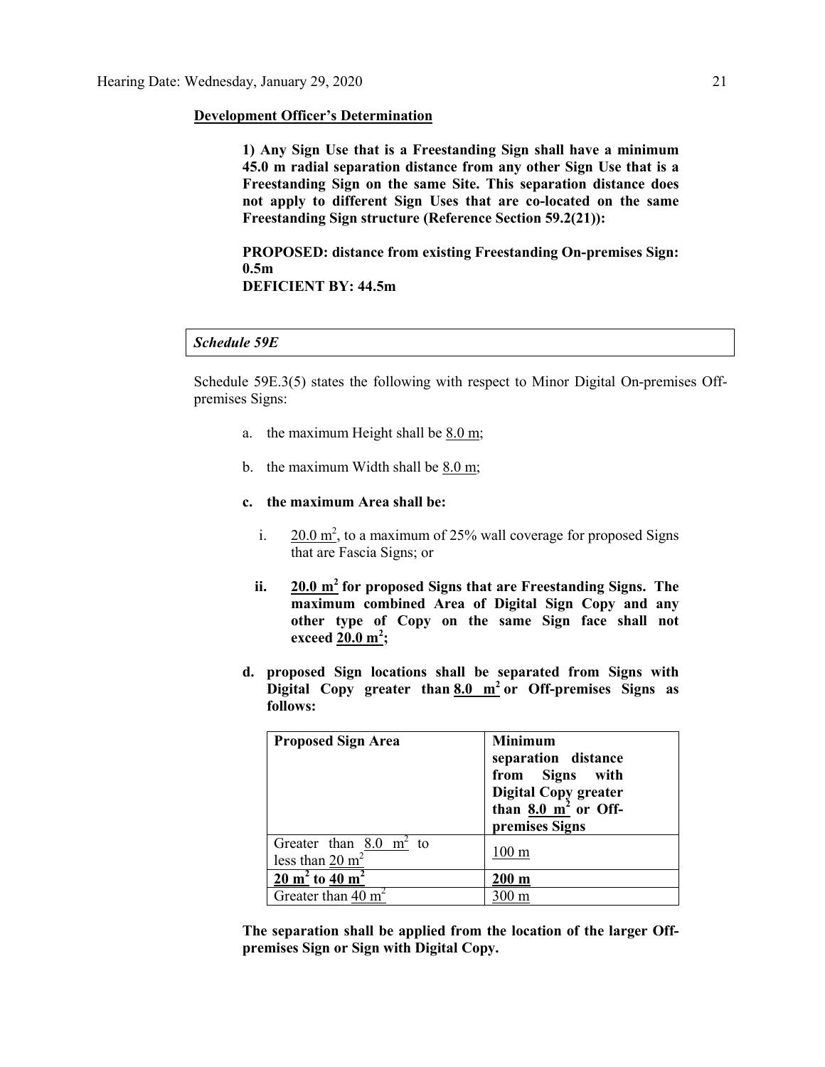**Development Officer's Determination**

**1) Any Sign Use that is a Freestanding Sign shall have a minimum 45.0 m radial separation distance from any other Sign Use that is a Freestanding Sign on the same Site. This separation distance does not apply to different Sign Uses that are co-located on the same Freestanding Sign structure (Reference Section 59.2(21)):**

**PROPOSED: distance from existing Freestanding On-premises Sign: 0.5m**
**DEFICIENT BY: 44.5m**

| *Schedule 59E* |
| --- |

Schedule 59E.3(5) states the following with respect to Minor Digital On-premises Off-premises Signs:

a. the maximum Height shall be 8.0 m;

b. the maximum Width shall be 8.0 m;

**c. the maximum Area shall be:**

i. 20.0 $m^2$, to a maximum of 25% wall coverage for proposed Signs that are Fascia Signs; or

**ii. 20.0 $m^2$ for proposed Signs that are Freestanding Signs. The maximum combined Area of Digital Sign Copy and any other type of Copy on the same Sign face shall not exceed 20.0 $m^2$;**

**d. proposed Sign locations shall be separated from Signs with Digital Copy greater than 8.0 $m^2$ or Off-premises Signs as follows:**

| **Proposed Sign Area** | **Minimum separation distance from Signs with Digital Copy greater than 8.0 $m^2$ or Off-premises Signs** |
| --- | --- |
| Greater than 8.0 $m^2$ to less than 20 $m^2$ | 100 m |
| **20 $m^2$ to 40 $m^2$** | **200 m** |
| Greater than 40 $m^2$ | 300 m |

**The separation shall be applied from the location of the larger Off-premises Sign or Sign with Digital Copy.**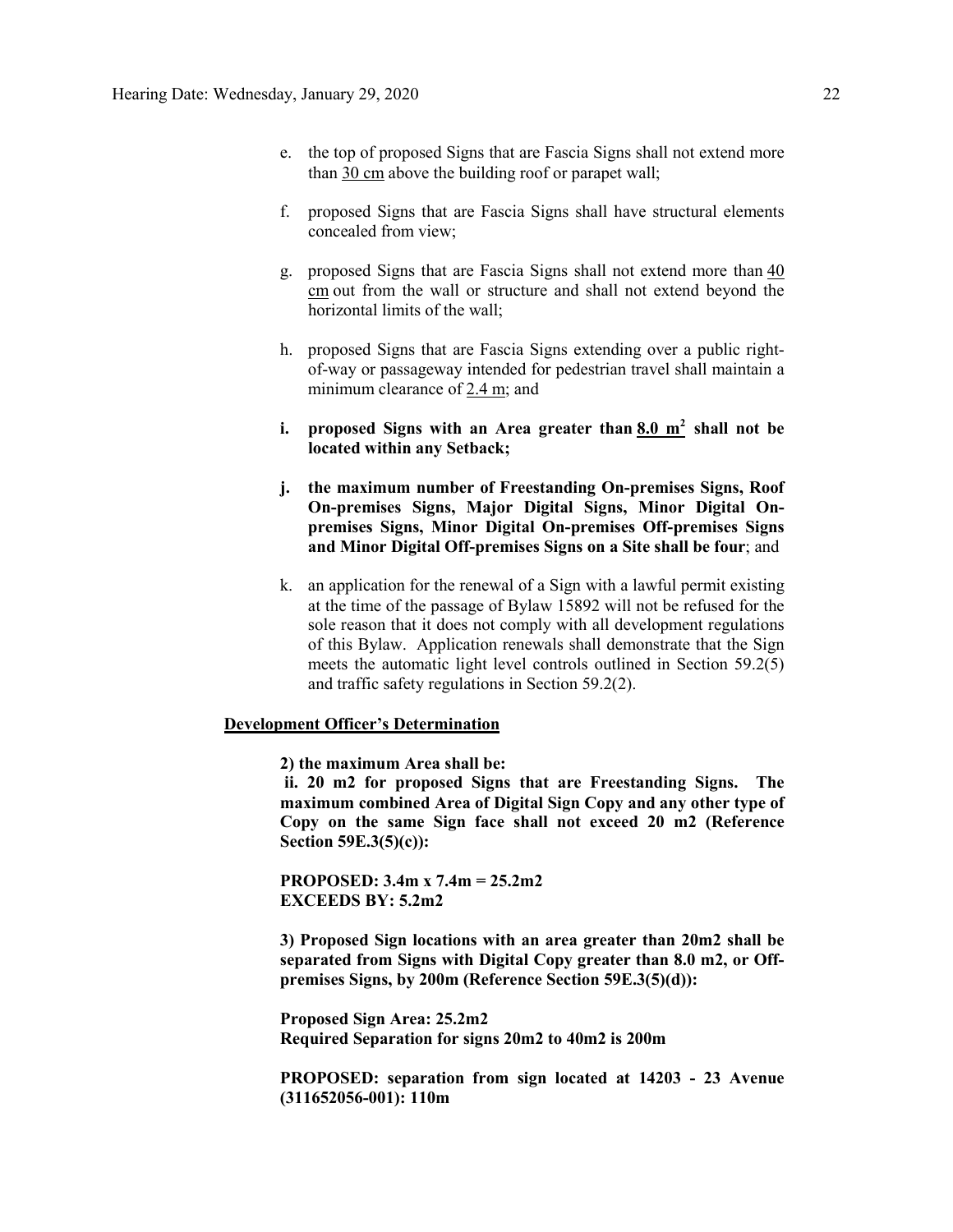e. the top of proposed Signs that are Fascia Signs shall not extend more than 30 cm above the building roof or parapet wall;

f. proposed Signs that are Fascia Signs shall have structural elements concealed from view;

g. proposed Signs that are Fascia Signs shall not extend more than 40 cm out from the wall or structure and shall not extend beyond the horizontal limits of the wall;

h. proposed Signs that are Fascia Signs extending over a public right-of-way or passageway intended for pedestrian travel shall maintain a minimum clearance of 2.4 m; and

**i. proposed Signs with an Area greater than 8.0 $m^2$ shall not be located within any Setback;**

**j. the maximum number of Freestanding On-premises Signs, Roof On-premises Signs, Major Digital Signs, Minor Digital On-premises Signs, Minor Digital On-premises Off-premises Signs and Minor Digital Off-premises Signs on a Site shall be four**; and

k. an application for the renewal of a Sign with a lawful permit existing at the time of the passage of Bylaw 15892 will not be refused for the sole reason that it does not comply with all development regulations of this Bylaw. Application renewals shall demonstrate that the Sign meets the automatic light level controls outlined in Section 59.2(5) and traffic safety regulations in Section 59.2(2).

**Development Officer's Determination**

**2) the maximum Area shall be:**
**ii. 20 m2 for proposed Signs that are Freestanding Signs. The maximum combined Area of Digital Sign Copy and any other type of Copy on the same Sign face shall not exceed 20 m2 (Reference Section 59E.3(5)(c)):**

**PROPOSED: 3.4m x 7.4m = 25.2m2**
**EXCEEDS BY: 5.2m2**

**3) Proposed Sign locations with an area greater than 20m2 shall be separated from Signs with Digital Copy greater than 8.0 m2, or Off-premises Signs, by 200m (Reference Section 59E.3(5)(d)):**

**Proposed Sign Area: 25.2m2**
**Required Separation for signs 20m2 to 40m2 is 200m**

**PROPOSED: separation from sign located at 14203 - 23 Avenue (311652056-001): 110m**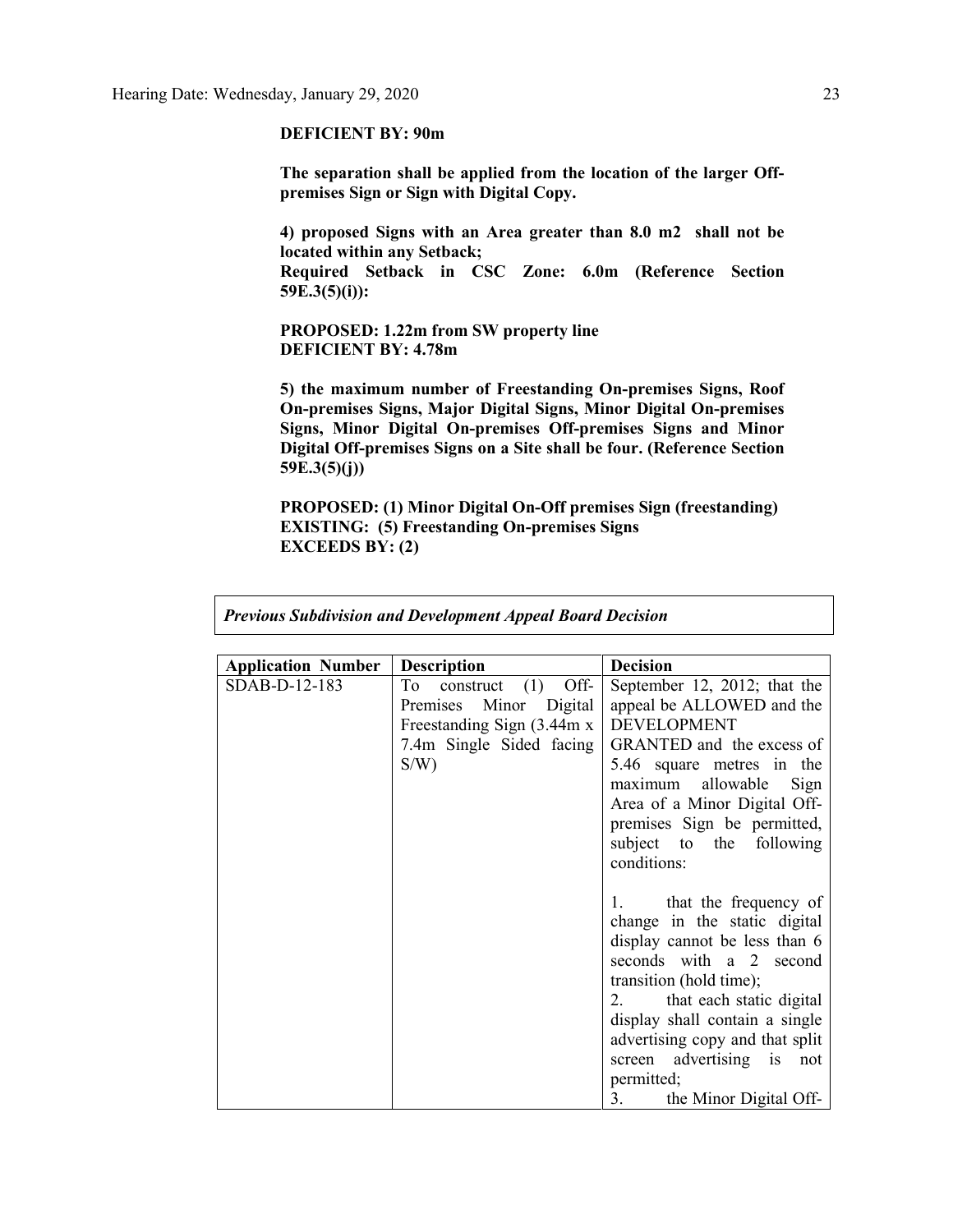**DEFICIENT BY: 90m**

**The separation shall be applied from the location of the larger Off-premises Sign or Sign with Digital Copy.**

**4) proposed Signs with an Area greater than 8.0 m2 shall not be located within any Setback;**
**Required Setback in CSC Zone: 6.0m (Reference Section 59E.3(5)(i)):**

**PROPOSED: 1.22m from SW property line**
**DEFICIENT BY: 4.78m**

**5) the maximum number of Freestanding On-premises Signs, Roof On-premises Signs, Major Digital Signs, Minor Digital On-premises Signs, Minor Digital On-premises Off-premises Signs and Minor Digital Off-premises Signs on a Site shall be four. (Reference Section 59E.3(5)(j))**

**PROPOSED: (1) Minor Digital On-Off premises Sign (freestanding)**
**EXISTING: (5) Freestanding On-premises Signs**
**EXCEEDS BY: (2)**

***Previous Subdivision and Development Appeal Board Decision***

| Application Number | Description | Decision |
| --- | --- | --- |
| SDAB-D-12-183 | To construct (1) Off-Premises Minor Digital Freestanding Sign (3.44m x 7.4m Single Sided facing S/W) | September 12, 2012; that the appeal be ALLOWED and the DEVELOPMENT GRANTED and the excess of 5.46 square metres in the maximum allowable Sign Area of a Minor Digital Off-premises Sign be permitted, subject to the following conditions:<br><br>1. that the frequency of change in the static digital display cannot be less than 6 seconds with a 2 second transition (hold time);<br>2. that each static digital display shall contain a single advertising copy and that split screen advertising is not permitted;<br>3. the Minor Digital Off- |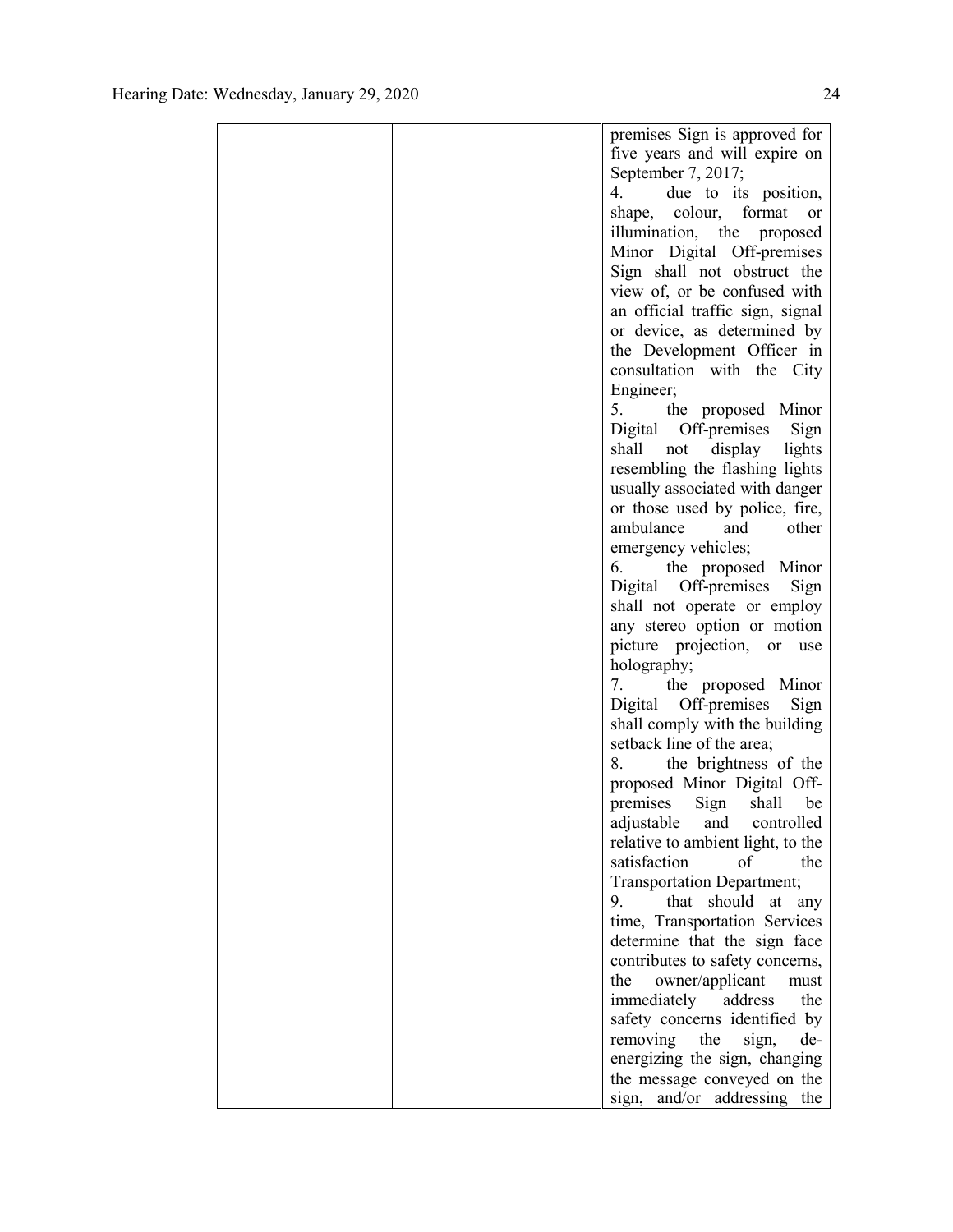|  |  | premises Sign is approved for five years and will expire on September 7, 2017;<br>4. due to its position, shape, colour, format or illumination, the proposed Minor Digital Off-premises Sign shall not obstruct the view of, or be confused with an official traffic sign, signal or device, as determined by the Development Officer in consultation with the City Engineer;<br>5. the proposed Minor Digital Off-premises Sign shall not display lights resembling the flashing lights usually associated with danger or those used by police, fire, ambulance and other emergency vehicles;<br>6. the proposed Minor Digital Off-premises Sign shall not operate or employ any stereo option or motion picture projection, or use holography;<br>7. the proposed Minor Digital Off-premises Sign shall comply with the building setback line of the area;<br>8. the brightness of the proposed Minor Digital Off-premises Sign shall be adjustable and controlled relative to ambient light, to the satisfaction of the Transportation Department;<br>9. that should at any time, Transportation Services determine that the sign face contributes to safety concerns, the owner/applicant must immediately address the safety concerns identified by removing the sign, de-energizing the sign, changing the message conveyed on the sign, and/or addressing the |
|---|---|---|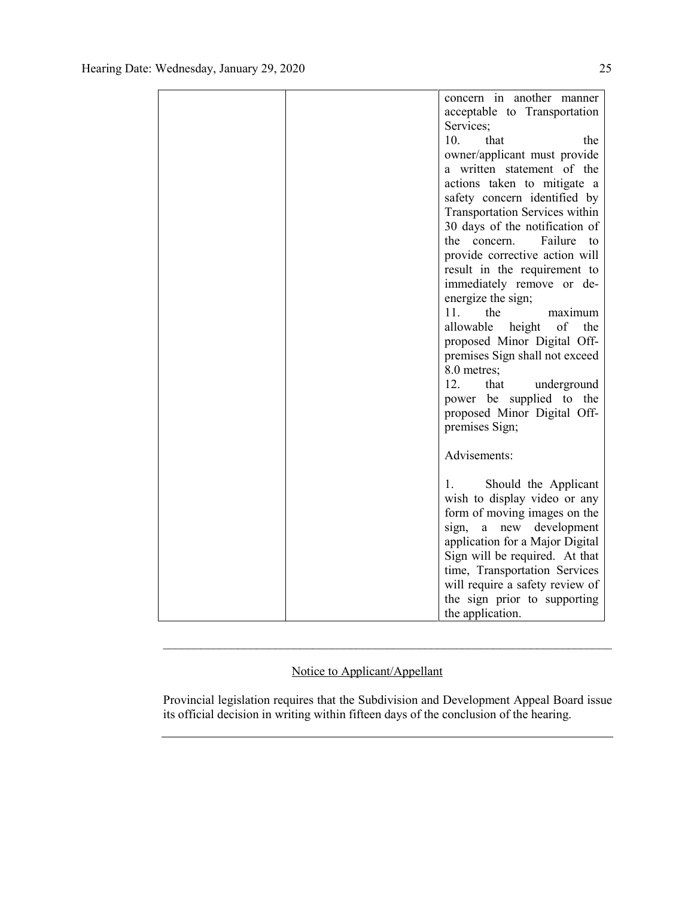| | | concern in another manner acceptable to Transportation Services;<br>10. that the owner/applicant must provide a written statement of the actions taken to mitigate a safety concern identified by Transportation Services within 30 days of the notification of the concern. Failure to provide corrective action will result in the requirement to immediately remove or de-energize the sign;<br>11. the maximum allowable height of the proposed Minor Digital Off-premises Sign shall not exceed 8.0 metres;<br>12. that underground power be supplied to the proposed Minor Digital Off-premises Sign;<br><br>Advisements:<br><br>1. Should the Applicant wish to display video or any form of moving images on the sign, a new development application for a Major Digital Sign will be required. At that time, Transportation Services will require a safety review of the sign prior to supporting the application. |
|---|---|---|

---

Notice to Applicant/Appellant

Provincial legislation requires that the Subdivision and Development Appeal Board issue its official decision in writing within fifteen days of the conclusion of the hearing.

---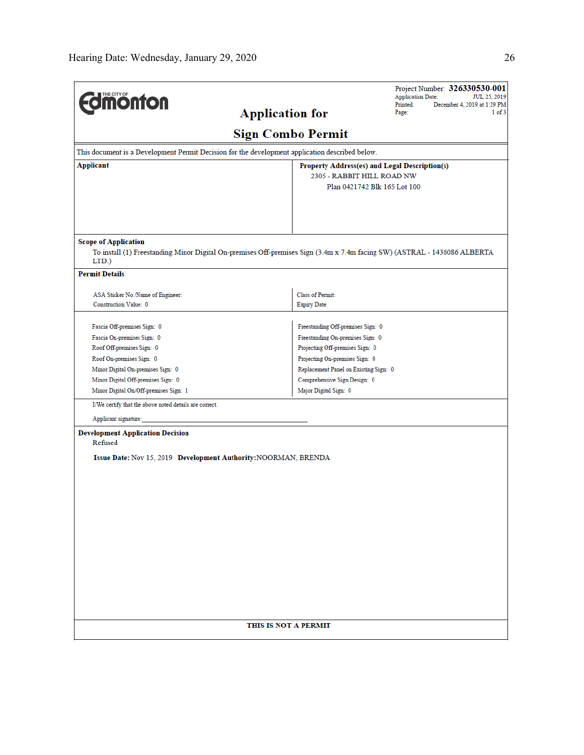# Application for Sign Combo Permit

Project Number: **326330530-001**
Application Date: JUL 25, 2019
Printed: December 4, 2019 at 1:29 PM
Page: 1 of 3

This document is a Development Permit Decision for the development application described below.

| Applicant | Property Address(es) and Legal Description(s) |
|---|---|
| | 2305 - RABBIT HILL ROAD NW<br>Plan 0421742 Blk 165 Lot 100 |

**Scope of Application**

To install (1) Freestanding Minor Digital On-premises Off-premises Sign (3.4m x 7.4m facing SW) (ASTRAL - 1436086 ALBERTA LTD.)

**Permit Details**

| | |
|---|---|
| ASA Sticker No./Name of Engineer: | Class of Permit: |
| Construction Value: 0 | Expiry Date: |

| | |
|---|---|
| Fascia Off-premises Sign: 0 | Freestanding Off-premises Sign: 0 |
| Fascia On-premises Sign: 0 | Freestanding On-premises Sign: 0 |
| Roof Off-premises Sign: 0 | Projecting Off-premises Sign: 0 |
| Roof On-premises Sign: 0 | Projecting On-premises Sign: 0 |
| Minor Digital On-premises Sign: 0 | Replacement Panel on Existing Sign: 0 |
| Minor Digital Off-premises Sign: 0 | Comprehensive Sign Design: 0 |
| Minor Digital On/Off-premises Sign: 1 | Major Digital Sign: 0 |

I/We certify that the above noted details are correct.

Applicant signature:_______________________________________________

**Development Application Decision**

Refused

**Issue Date:** Nov 15, 2019 **Development Authority:** NOORMAN, BRENDA

**THIS IS NOT A PERMIT**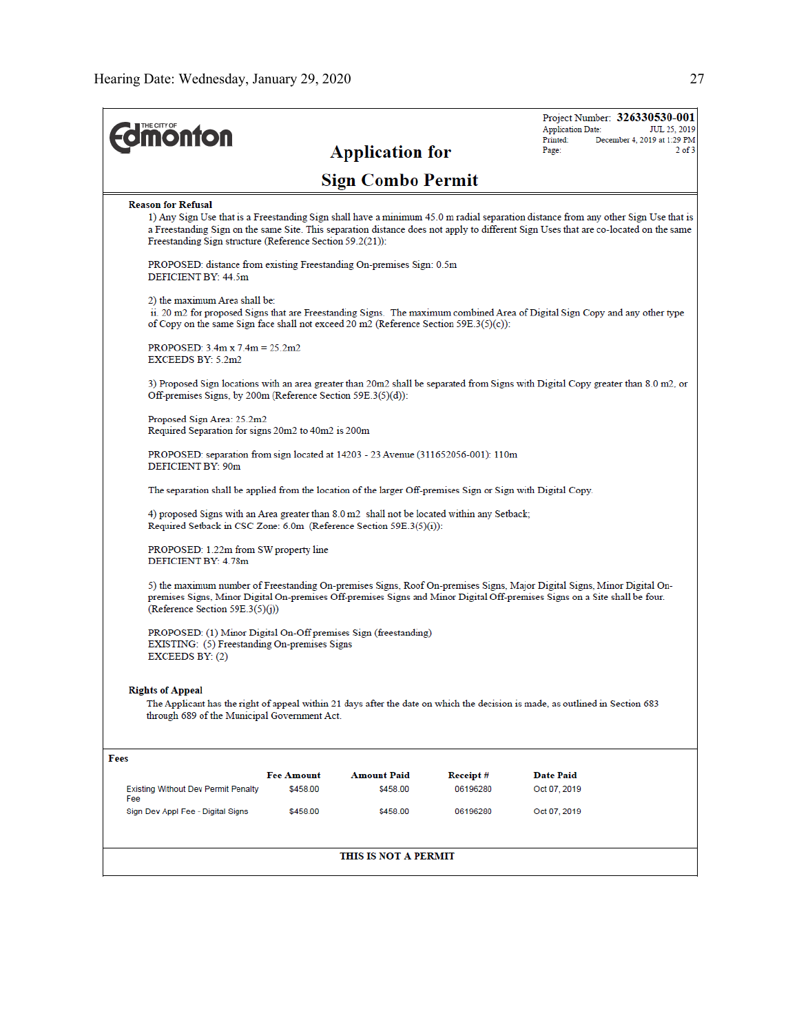**The City of Edmonton**

## Application for Sign Combo Permit

Project Number: **326330530-001**
Application Date: JUL 25, 2019
Printed: December 4, 2019 at 1:29 PM
Page: 2 of 3

**Reason for Refusal**

1) Any Sign Use that is a Freestanding Sign shall have a minimum 45.0 m radial separation distance from any other Sign Use that is a Freestanding Sign on the same Site. This separation distance does not apply to different Sign Uses that are co-located on the same Freestanding Sign structure (Reference Section 59.2(21)):

PROPOSED: distance from existing Freestanding On-premises Sign: 0.5m
DEFICIENT BY: 44.5m

2) the maximum Area shall be:
ii. 20 m2 for proposed Signs that are Freestanding Signs. The maximum combined Area of Digital Sign Copy and any other type of Copy on the same Sign face shall not exceed 20 m2 (Reference Section 59E.3(5)(c)):

PROPOSED: 3.4m x 7.4m = 25.2m2
EXCEEDS BY: 5.2m2

3) Proposed Sign locations with an area greater than 20m2 shall be separated from Signs with Digital Copy greater than 8.0 m2, or Off-premises Signs, by 200m (Reference Section 59E.3(5)(d)):

Proposed Sign Area: 25.2m2
Required Separation for signs 20m2 to 40m2 is 200m

PROPOSED: separation from sign located at 14203 - 23 Avenue (311652056-001): 110m
DEFICIENT BY: 90m

The separation shall be applied from the location of the larger Off-premises Sign or Sign with Digital Copy.

4) proposed Signs with an Area greater than 8.0 m2 shall not be located within any Setback;
Required Setback in CSC Zone: 6.0m (Reference Section 59E.3(5)(i)):

PROPOSED: 1.22m from SW property line
DEFICIENT BY: 4.78m

5) the maximum number of Freestanding On-premises Signs, Roof On-premises Signs, Major Digital Signs, Minor Digital On-premises Signs, Minor Digital On-premises Off-premises Signs and Minor Digital Off-premises Signs on a Site shall be four. (Reference Section 59E.3(5)(j))

PROPOSED: (1) Minor Digital On-Off premises Sign (freestanding)
EXISTING: (5) Freestanding On-premises Signs
EXCEEDS BY: (2)

**Rights of Appeal**

The Applicant has the right of appeal within 21 days after the date on which the decision is made, as outlined in Section 683 through 689 of the Municipal Government Act.

**Fees**

| | Fee Amount | Amount Paid | Receipt # | Date Paid |
|---|---|---|---|---|
| Existing Without Dev Permit Penalty Fee | $458.00 | $458.00 | 06196280 | Oct 07, 2019 |
| Sign Dev Appl Fee - Digital Signs | $458.00 | $458.00 | 06196280 | Oct 07, 2019 |

**THIS IS NOT A PERMIT**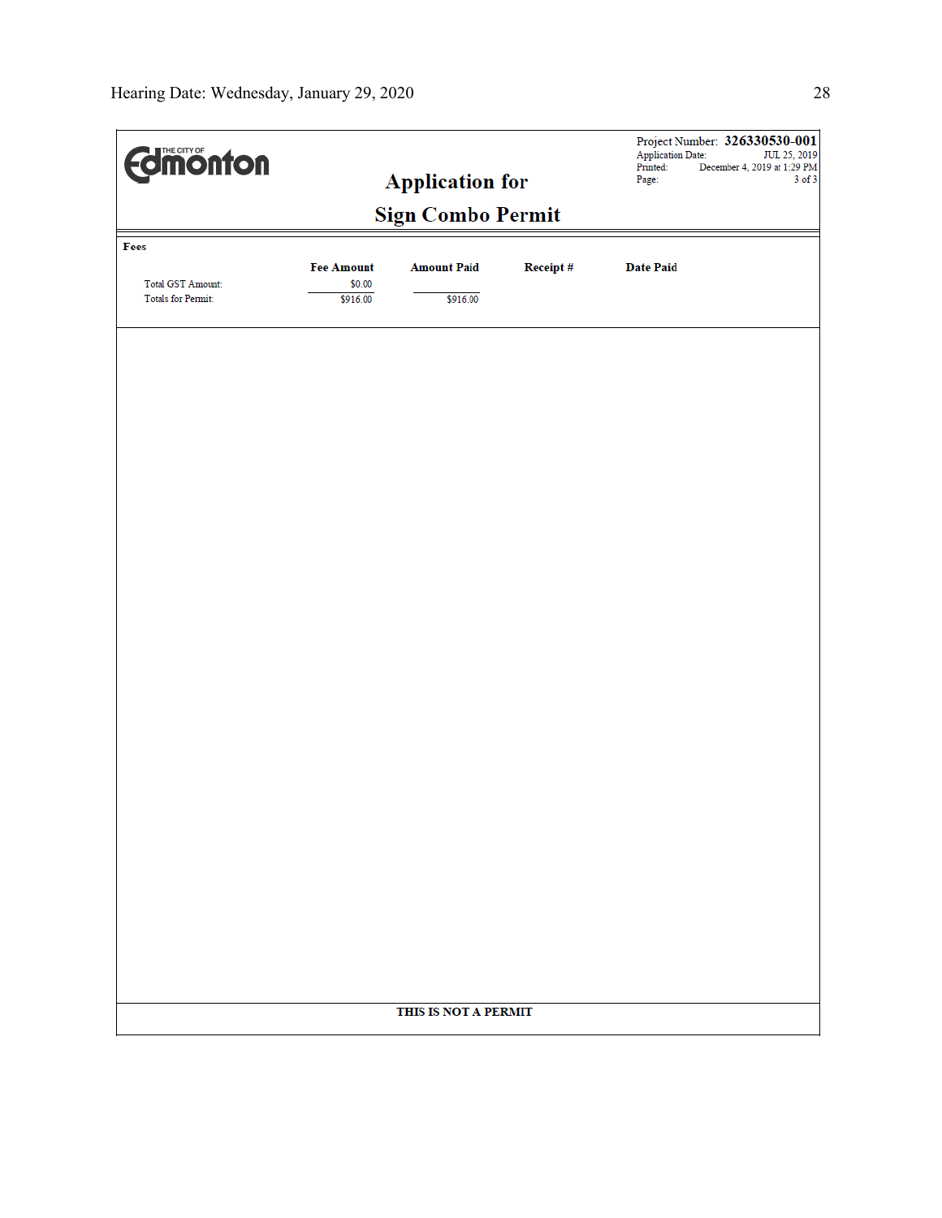THE CITY OF Edmonton

# Application for Sign Combo Permit

Project Number: **326330530-001**
Application Date: JUL 25, 2019
Printed: December 4, 2019 at 1:29 PM
Page: 3 of 3

**Fees**

| | Fee Amount | Amount Paid | Receipt # | Date Paid |
|---|---|---|---|---|
| Total GST Amount: | $0.00 | | | |
| Totals for Permit: | $916.00 | $916.00 | | |

**THIS IS NOT A PERMIT**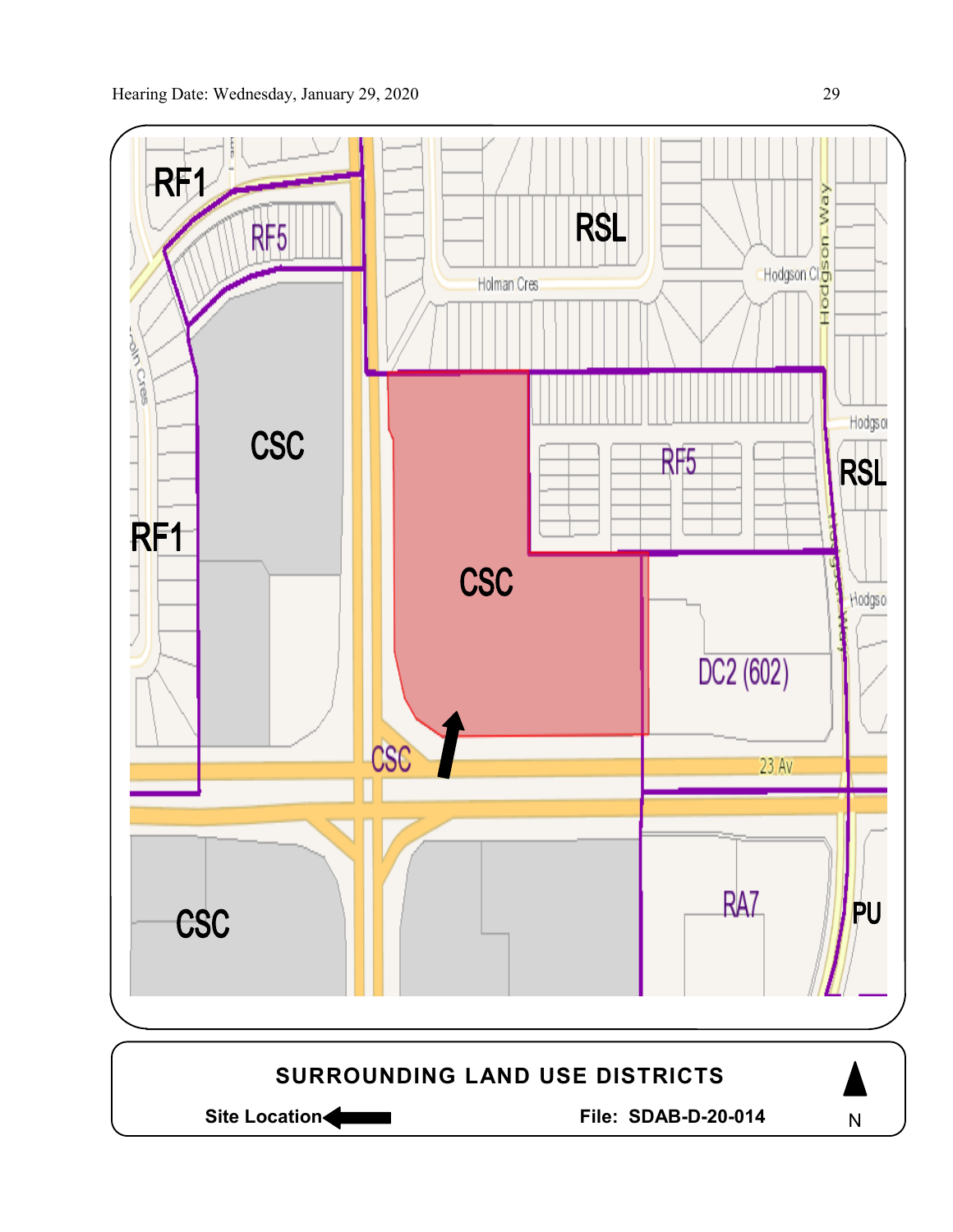RF1

RF5

RSL

Holman Cres

Hodgson Cl

Hodgson Way

CSC

RF1

CSC

RF5

RSL

DC2 (602)

CSC

23 Av

CSC

RA7

PU

**SURROUNDING LAND USE DISTRICTS**

**Site Location**

**File: SDAB-D-20-014**

N